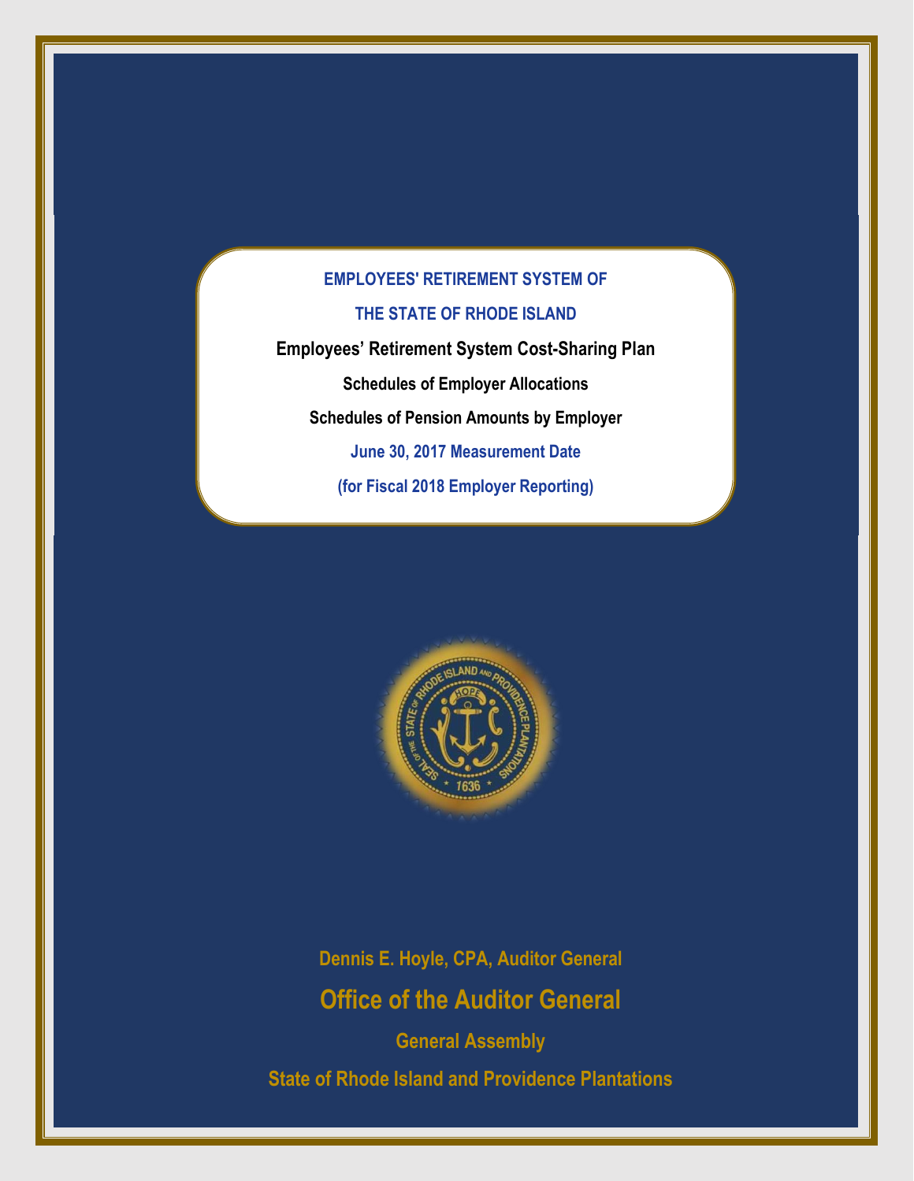# EMPLOYEES' RETIREMENT SYSTEM OF THE STATE OF RHODE ISLAND

## Employees' Retirement System Cost-Sharing Plan

### Schedules of Employer Allocations

### Schedules of Pension Amounts by Employer

**June 30, 2017 Measurement Date**

**(for Fiscal 2018 Employer Reporting)**

Dennis E. Hoyle, CPA, Auditor General

**Office of the Auditor General**

General Assembly

State of Rhode Island and Providence Plantations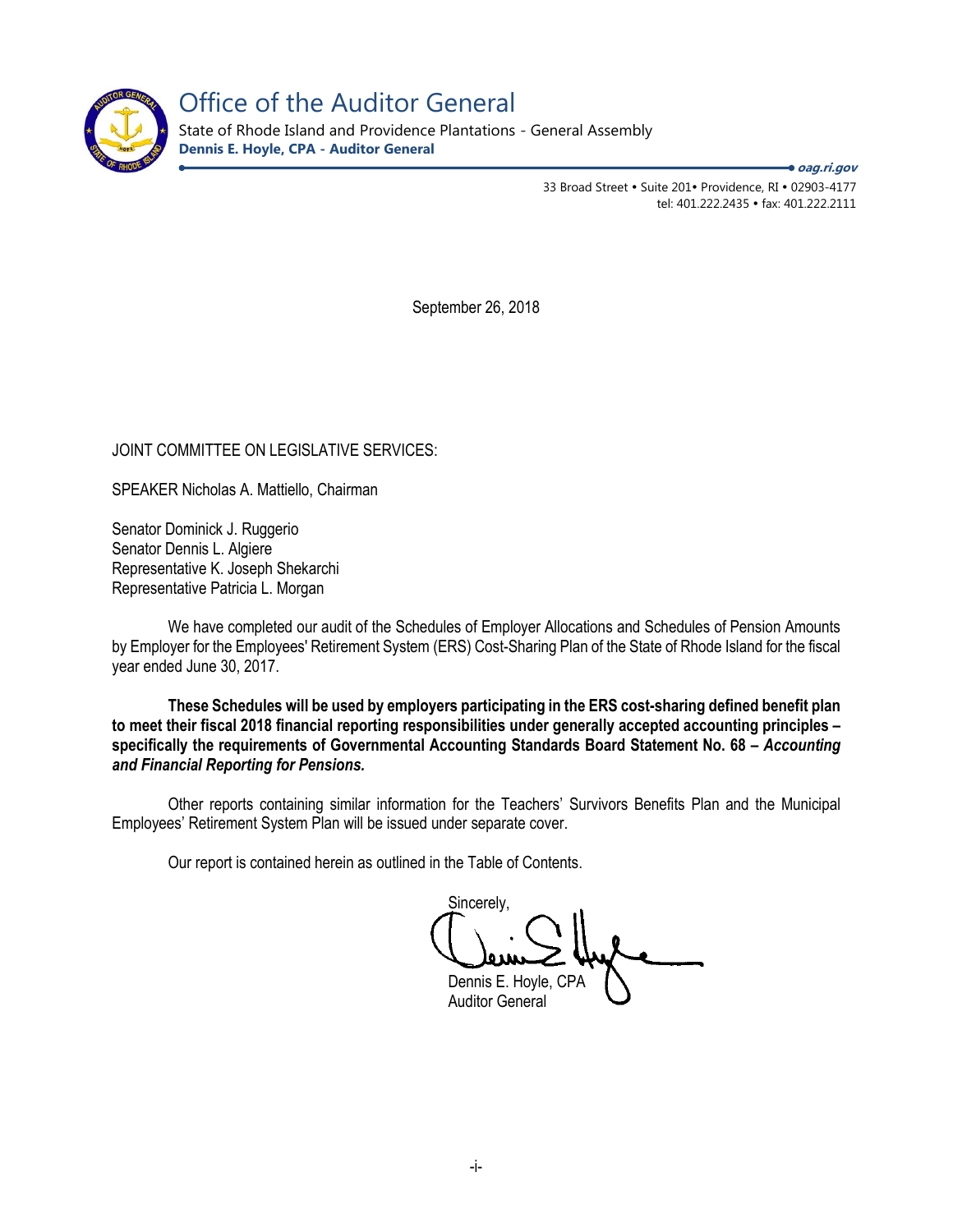# Office of the Auditor General

State of Rhode Island and Providence Plantations - General Assembly
**Dennis E. Hoyle, CPA - Auditor General**

*oag.ri.gov*

33 Broad Street • Suite 201• Providence, RI • 02903-4177
tel: 401.222.2435 • fax: 401.222.2111

September 26, 2018

JOINT COMMITTEE ON LEGISLATIVE SERVICES:

SPEAKER Nicholas A. Mattiello, Chairman

Senator Dominick J. Ruggerio
Senator Dennis L. Algiere
Representative K. Joseph Shekarchi
Representative Patricia L. Morgan

We have completed our audit of the Schedules of Employer Allocations and Schedules of Pension Amounts by Employer for the Employees' Retirement System (ERS) Cost-Sharing Plan of the State of Rhode Island for the fiscal year ended June 30, 2017.

**These Schedules will be used by employers participating in the ERS cost-sharing defined benefit plan to meet their fiscal 2018 financial reporting responsibilities under generally accepted accounting principles – specifically the requirements of Governmental Accounting Standards Board Statement No. 68 – *Accounting and Financial Reporting for Pensions.***

Other reports containing similar information for the Teachers' Survivors Benefits Plan and the Municipal Employees' Retirement System Plan will be issued under separate cover.

Our report is contained herein as outlined in the Table of Contents.

Sincerely,

Dennis E. Hoyle, CPA
Auditor General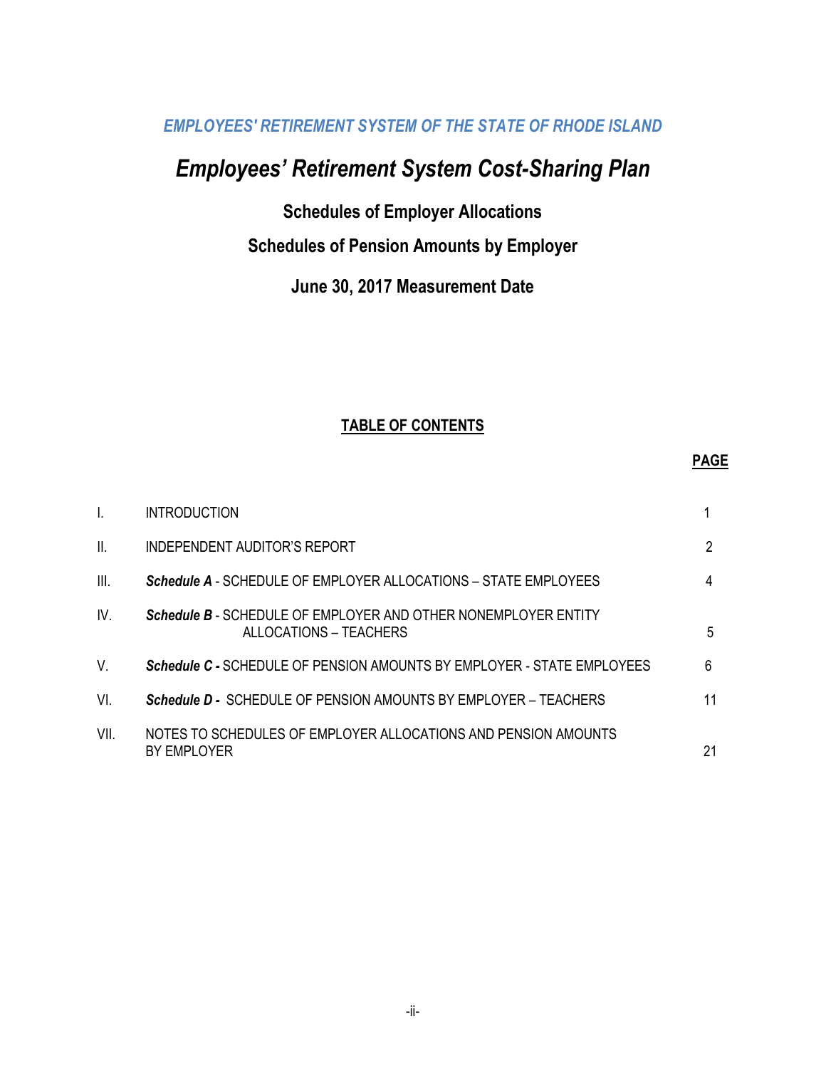*EMPLOYEES' RETIREMENT SYSTEM OF THE STATE OF RHODE ISLAND*

# *Employees' Retirement System Cost-Sharing Plan*

## Schedules of Employer Allocations

## Schedules of Pension Amounts by Employer

## June 30, 2017 Measurement Date

### TABLE OF CONTENTS

| | | PAGE |
|---|---|---|
| I. | INTRODUCTION | 1 |
| II. | INDEPENDENT AUDITOR'S REPORT | 2 |
| III. | ***Schedule A*** - SCHEDULE OF EMPLOYER ALLOCATIONS – STATE EMPLOYEES | 4 |
| IV. | ***Schedule B*** - SCHEDULE OF EMPLOYER AND OTHER NONEMPLOYER ENTITY ALLOCATIONS – TEACHERS | 5 |
| V. | ***Schedule C -*** SCHEDULE OF PENSION AMOUNTS BY EMPLOYER - STATE EMPLOYEES | 6 |
| VI. | ***Schedule D -*** SCHEDULE OF PENSION AMOUNTS BY EMPLOYER – TEACHERS | 11 |
| VII. | NOTES TO SCHEDULES OF EMPLOYER ALLOCATIONS AND PENSION AMOUNTS BY EMPLOYER | 21 |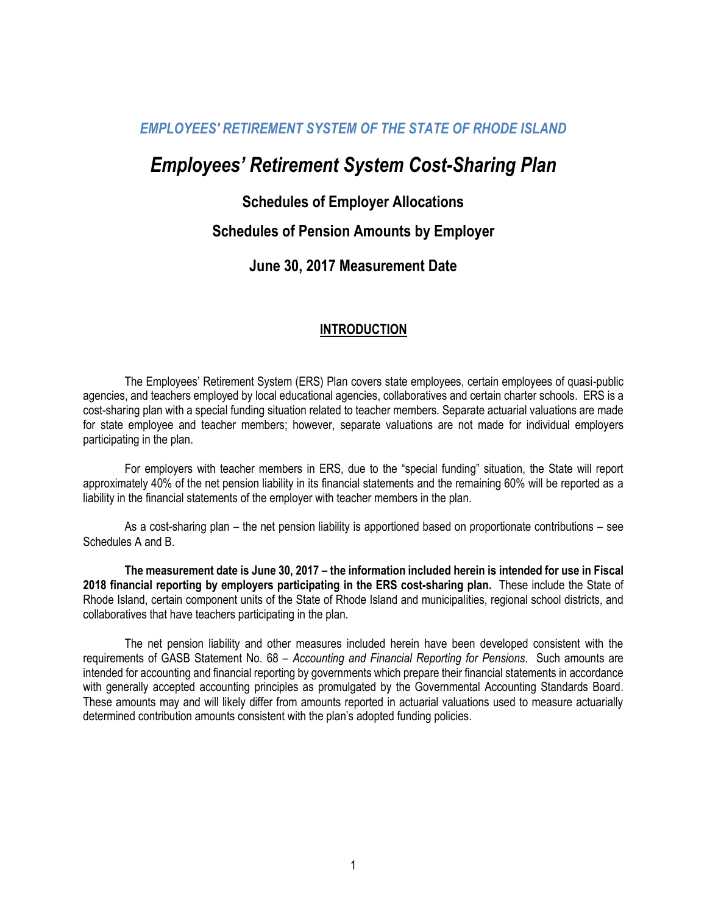*EMPLOYEES' RETIREMENT SYSTEM OF THE STATE OF RHODE ISLAND*

# *Employees' Retirement System Cost-Sharing Plan*

## Schedules of Employer Allocations

## Schedules of Pension Amounts by Employer

## June 30, 2017 Measurement Date

### INTRODUCTION

The Employees' Retirement System (ERS) Plan covers state employees, certain employees of quasi-public agencies, and teachers employed by local educational agencies, collaboratives and certain charter schools. ERS is a cost-sharing plan with a special funding situation related to teacher members. Separate actuarial valuations are made for state employee and teacher members; however, separate valuations are not made for individual employers participating in the plan.

For employers with teacher members in ERS, due to the "special funding" situation, the State will report approximately 40% of the net pension liability in its financial statements and the remaining 60% will be reported as a liability in the financial statements of the employer with teacher members in the plan.

As a cost-sharing plan – the net pension liability is apportioned based on proportionate contributions – see Schedules A and B.

**The measurement date is June 30, 2017 – the information included herein is intended for use in Fiscal 2018 financial reporting by employers participating in the ERS cost-sharing plan.** These include the State of Rhode Island, certain component units of the State of Rhode Island and municipalities, regional school districts, and collaboratives that have teachers participating in the plan.

The net pension liability and other measures included herein have been developed consistent with the requirements of GASB Statement No. 68 – *Accounting and Financial Reporting for Pensions*. Such amounts are intended for accounting and financial reporting by governments which prepare their financial statements in accordance with generally accepted accounting principles as promulgated by the Governmental Accounting Standards Board. These amounts may and will likely differ from amounts reported in actuarial valuations used to measure actuarially determined contribution amounts consistent with the plan's adopted funding policies.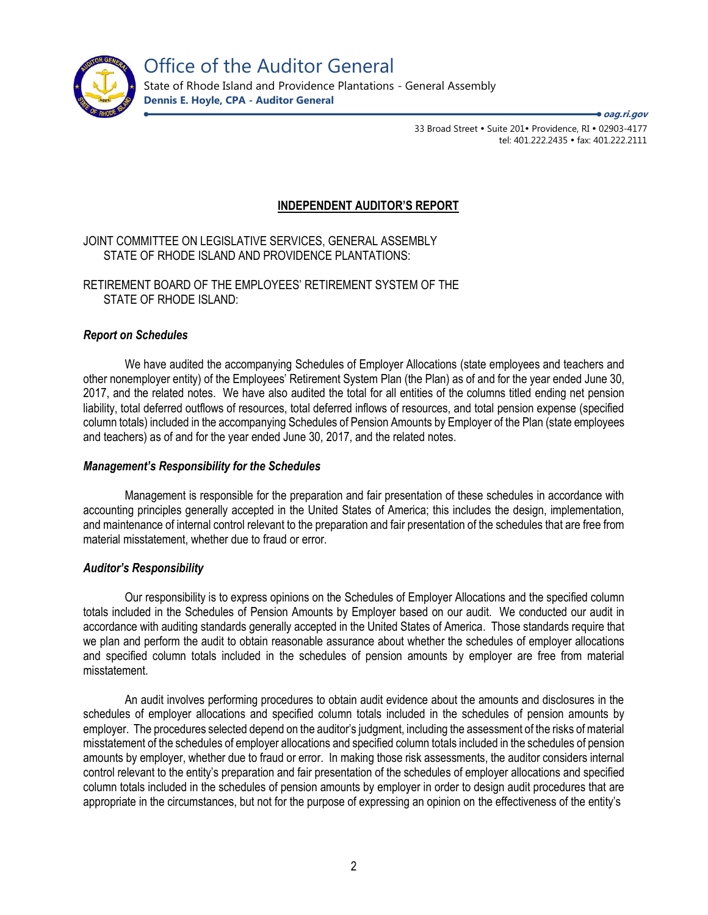# Office of the Auditor General

State of Rhode Island and Providence Plantations - General Assembly
**Dennis E. Hoyle, CPA - Auditor General**

***oag.ri.gov***

33 Broad Street • Suite 201• Providence, RI • 02903-4177
tel: 401.222.2435 • fax: 401.222.2111

## INDEPENDENT AUDITOR'S REPORT

JOINT COMMITTEE ON LEGISLATIVE SERVICES, GENERAL ASSEMBLY
STATE OF RHODE ISLAND AND PROVIDENCE PLANTATIONS:

RETIREMENT BOARD OF THE EMPLOYEES' RETIREMENT SYSTEM OF THE
STATE OF RHODE ISLAND:

### *Report on Schedules*

We have audited the accompanying Schedules of Employer Allocations (state employees and teachers and other nonemployer entity) of the Employees' Retirement System Plan (the Plan) as of and for the year ended June 30, 2017, and the related notes. We have also audited the total for all entities of the columns titled ending net pension liability, total deferred outflows of resources, total deferred inflows of resources, and total pension expense (specified column totals) included in the accompanying Schedules of Pension Amounts by Employer of the Plan (state employees and teachers) as of and for the year ended June 30, 2017, and the related notes.

### *Management's Responsibility for the Schedules*

Management is responsible for the preparation and fair presentation of these schedules in accordance with accounting principles generally accepted in the United States of America; this includes the design, implementation, and maintenance of internal control relevant to the preparation and fair presentation of the schedules that are free from material misstatement, whether due to fraud or error.

### *Auditor's Responsibility*

Our responsibility is to express opinions on the Schedules of Employer Allocations and the specified column totals included in the Schedules of Pension Amounts by Employer based on our audit. We conducted our audit in accordance with auditing standards generally accepted in the United States of America. Those standards require that we plan and perform the audit to obtain reasonable assurance about whether the schedules of employer allocations and specified column totals included in the schedules of pension amounts by employer are free from material misstatement.

An audit involves performing procedures to obtain audit evidence about the amounts and disclosures in the schedules of employer allocations and specified column totals included in the schedules of pension amounts by employer. The procedures selected depend on the auditor's judgment, including the assessment of the risks of material misstatement of the schedules of employer allocations and specified column totals included in the schedules of pension amounts by employer, whether due to fraud or error. In making those risk assessments, the auditor considers internal control relevant to the entity's preparation and fair presentation of the schedules of employer allocations and specified column totals included in the schedules of pension amounts by employer in order to design audit procedures that are appropriate in the circumstances, but not for the purpose of expressing an opinion on the effectiveness of the entity's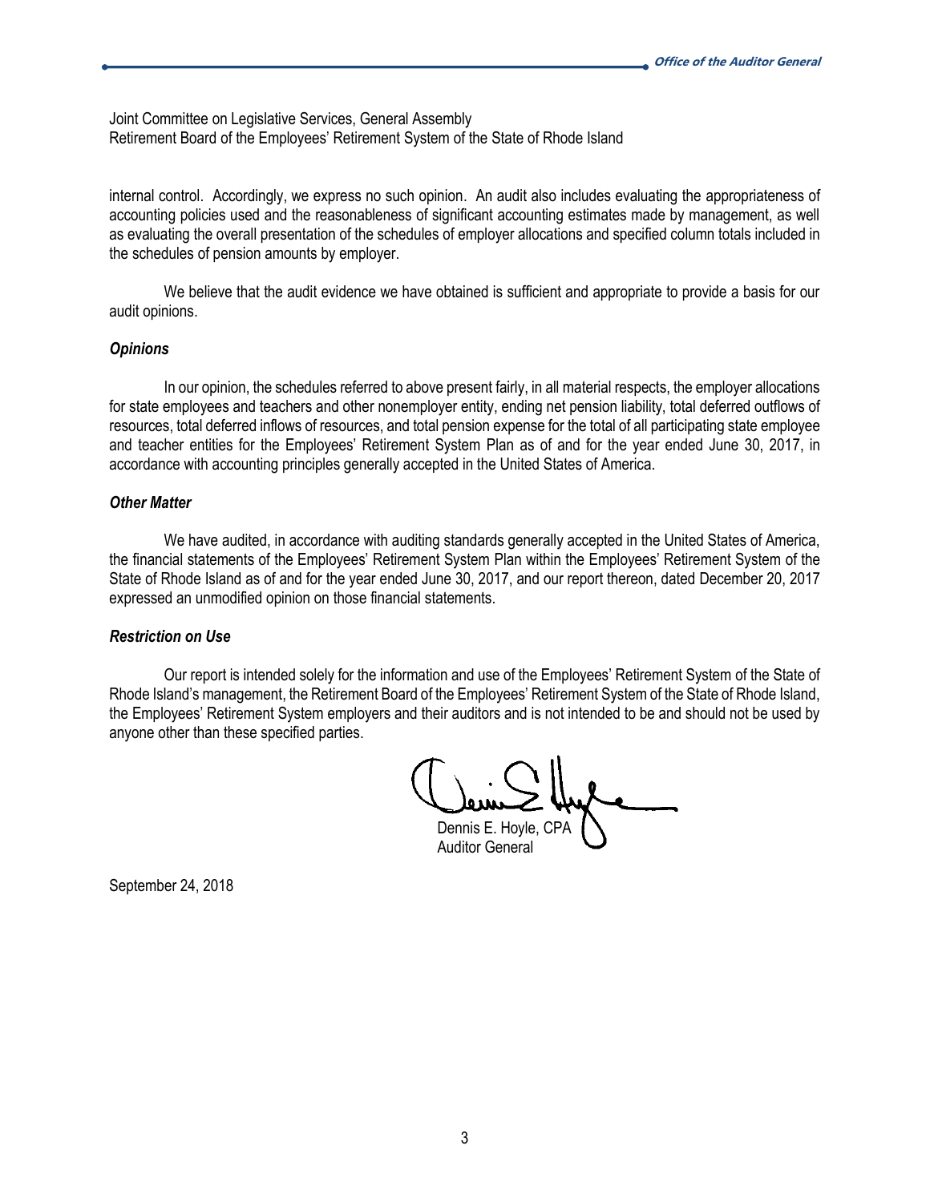Joint Committee on Legislative Services, General Assembly
Retirement Board of the Employees' Retirement System of the State of Rhode Island

internal control. Accordingly, we express no such opinion. An audit also includes evaluating the appropriateness of accounting policies used and the reasonableness of significant accounting estimates made by management, as well as evaluating the overall presentation of the schedules of employer allocations and specified column totals included in the schedules of pension amounts by employer.

We believe that the audit evidence we have obtained is sufficient and appropriate to provide a basis for our audit opinions.

### *Opinions*

In our opinion, the schedules referred to above present fairly, in all material respects, the employer allocations for state employees and teachers and other nonemployer entity, ending net pension liability, total deferred outflows of resources, total deferred inflows of resources, and total pension expense for the total of all participating state employee and teacher entities for the Employees' Retirement System Plan as of and for the year ended June 30, 2017, in accordance with accounting principles generally accepted in the United States of America.

### *Other Matter*

We have audited, in accordance with auditing standards generally accepted in the United States of America, the financial statements of the Employees' Retirement System Plan within the Employees' Retirement System of the State of Rhode Island as of and for the year ended June 30, 2017, and our report thereon, dated December 20, 2017 expressed an unmodified opinion on those financial statements.

### *Restriction on Use*

Our report is intended solely for the information and use of the Employees' Retirement System of the State of Rhode Island's management, the Retirement Board of the Employees' Retirement System of the State of Rhode Island, the Employees' Retirement System employers and their auditors and is not intended to be and should not be used by anyone other than these specified parties.

Dennis E. Hoyle, CPA
Auditor General

September 24, 2018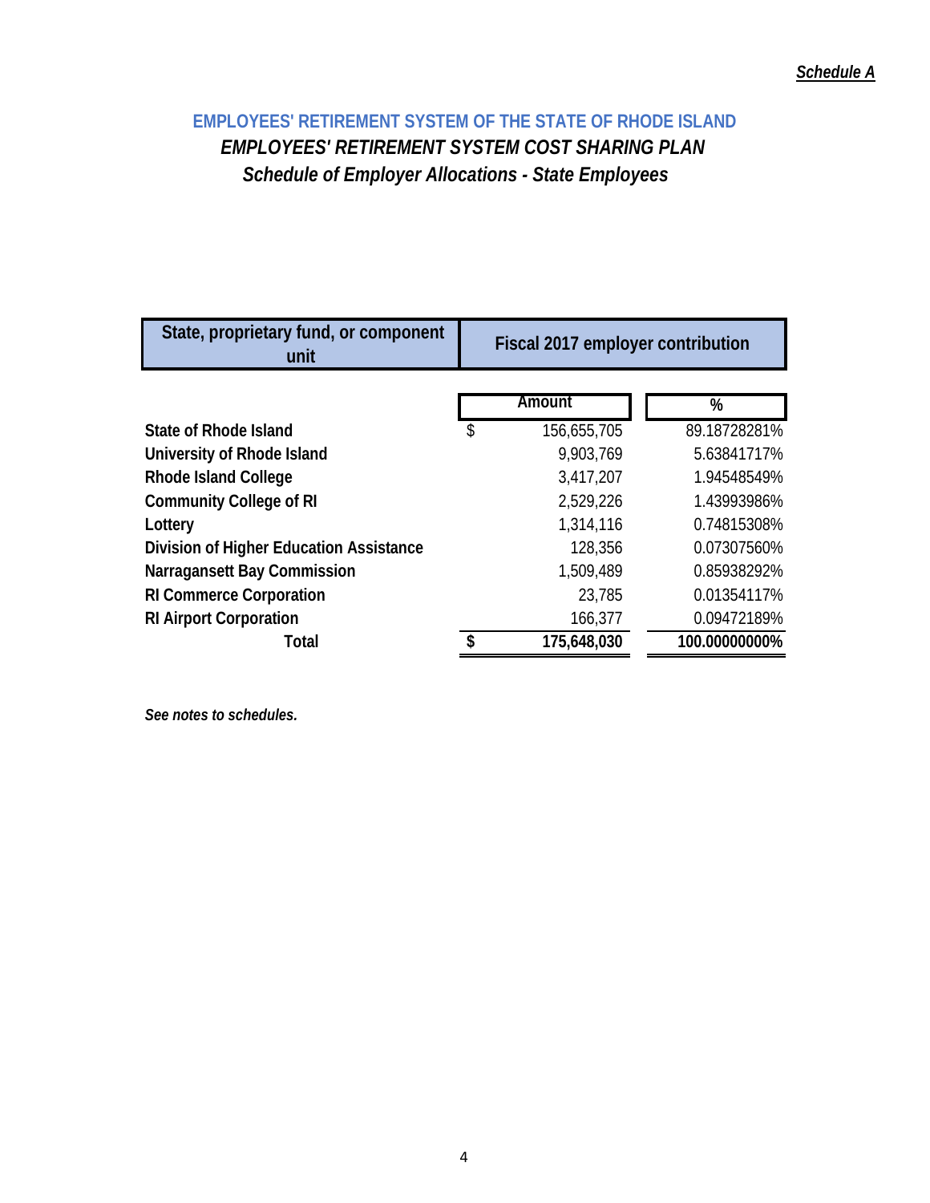*Schedule A*

## EMPLOYEES' RETIREMENT SYSTEM OF THE STATE OF RHODE ISLAND

### *EMPLOYEES' RETIREMENT SYSTEM COST SHARING PLAN*

### *Schedule of Employer Allocations - State Employees*

| State, proprietary fund, or component unit | Fiscal 2017 employer contribution | |
|---|---|---|
| | Amount | % |
| **State of Rhode Island** | $ 156,655,705 | 89.18728281% |
| **University of Rhode Island** | 9,903,769 | 5.63841717% |
| **Rhode Island College** | 3,417,207 | 1.94548549% |
| **Community College of RI** | 2,529,226 | 1.43993986% |
| **Lottery** | 1,314,116 | 0.74815308% |
| **Division of Higher Education Assistance** | 128,356 | 0.07307560% |
| **Narragansett Bay Commission** | 1,509,489 | 0.85938292% |
| **RI Commerce Corporation** | 23,785 | 0.01354117% |
| **RI Airport Corporation** | 166,377 | 0.09472189% |
| **Total** | **$ 175,648,030** | **100.00000000%** |

***See notes to schedules.***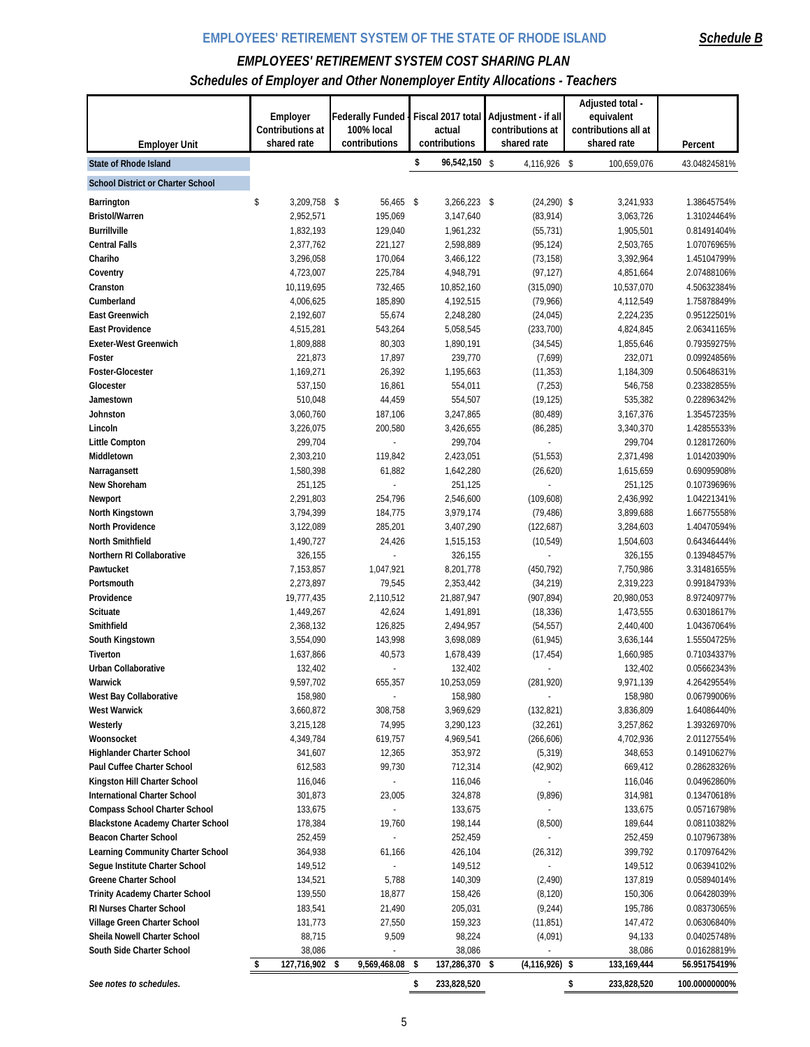## EMPLOYEES' RETIREMENT SYSTEM OF THE STATE OF RHODE ISLAND

***Schedule B***

### *EMPLOYEES' RETIREMENT SYSTEM COST SHARING PLAN*

### *Schedules of Employer and Other Nonemployer Entity Allocations - Teachers*

| Employer Unit | Employer Contributions at shared rate | Federally Funded - 100% local contributions | Fiscal 2017 total actual contributions | Adjustment - if all contributions at shared rate | Adjusted total - equivalent contributions all at shared rate | Percent |
|---|---|---|---|---|---|---|
| **State of Rhode Island** | | | $ 96,542,150 | $ 4,116,926 | $ 100,659,076 | 43.04824581% |
| **School District or Charter School** | | | | | | |
| Barrington | $ 3,209,758 | $ 56,465 | $ 3,266,223 | $ (24,290) | $ 3,241,933 | 1.38645754% |
| Bristol/Warren | 2,952,571 | 195,069 | 3,147,640 | (83,914) | 3,063,726 | 1.31024464% |
| Burrillville | 1,832,193 | 129,040 | 1,961,232 | (55,731) | 1,905,501 | 0.81491404% |
| Central Falls | 2,377,762 | 221,127 | 2,598,889 | (95,124) | 2,503,765 | 1.07076965% |
| Chariho | 3,296,058 | 170,064 | 3,466,122 | (73,158) | 3,392,964 | 1.45104799% |
| Coventry | 4,723,007 | 225,784 | 4,948,791 | (97,127) | 4,851,664 | 2.07488106% |
| Cranston | 10,119,695 | 732,465 | 10,852,160 | (315,090) | 10,537,070 | 4.50632384% |
| Cumberland | 4,006,625 | 185,890 | 4,192,515 | (79,966) | 4,112,549 | 1.75878849% |
| East Greenwich | 2,192,607 | 55,674 | 2,248,280 | (24,045) | 2,224,235 | 0.95122501% |
| East Providence | 4,515,281 | 543,264 | 5,058,545 | (233,700) | 4,824,845 | 2.06341165% |
| Exeter-West Greenwich | 1,809,888 | 80,303 | 1,890,191 | (34,545) | 1,855,646 | 0.79359275% |
| Foster | 221,873 | 17,897 | 239,770 | (7,699) | 232,071 | 0.09924856% |
| Foster-Glocester | 1,169,271 | 26,392 | 1,195,663 | (11,353) | 1,184,309 | 0.50648631% |
| Glocester | 537,150 | 16,861 | 554,011 | (7,253) | 546,758 | 0.23382855% |
| Jamestown | 510,048 | 44,459 | 554,507 | (19,125) | 535,382 | 0.22896342% |
| Johnston | 3,060,760 | 187,106 | 3,247,865 | (80,489) | 3,167,376 | 1.35457235% |
| Lincoln | 3,226,075 | 200,580 | 3,426,655 | (86,285) | 3,340,370 | 1.42855533% |
| Little Compton | 299,704 | - | 299,704 | - | 299,704 | 0.12817260% |
| Middletown | 2,303,210 | 119,842 | 2,423,051 | (51,553) | 2,371,498 | 1.01420390% |
| Narragansett | 1,580,398 | 61,882 | 1,642,280 | (26,620) | 1,615,659 | 0.69095908% |
| New Shoreham | 251,125 | - | 251,125 | - | 251,125 | 0.10739696% |
| Newport | 2,291,803 | 254,796 | 2,546,600 | (109,608) | 2,436,992 | 1.04221341% |
| North Kingstown | 3,794,399 | 184,775 | 3,979,174 | (79,486) | 3,899,688 | 1.66775558% |
| North Providence | 3,122,089 | 285,201 | 3,407,290 | (122,687) | 3,284,603 | 1.40470594% |
| North Smithfield | 1,490,727 | 24,426 | 1,515,153 | (10,549) | 1,504,603 | 0.64346444% |
| Northern RI Collaborative | 326,155 | - | 326,155 | - | 326,155 | 0.13948457% |
| Pawtucket | 7,153,857 | 1,047,921 | 8,201,778 | (450,792) | 7,750,986 | 3.31481655% |
| Portsmouth | 2,273,897 | 79,545 | 2,353,442 | (34,219) | 2,319,223 | 0.99184793% |
| Providence | 19,777,435 | 2,110,512 | 21,887,947 | (907,894) | 20,980,053 | 8.97240977% |
| Scituate | 1,449,267 | 42,624 | 1,491,891 | (18,336) | 1,473,555 | 0.63018617% |
| Smithfield | 2,368,132 | 126,825 | 2,494,957 | (54,557) | 2,440,400 | 1.04367064% |
| South Kingstown | 3,554,090 | 143,998 | 3,698,089 | (61,945) | 3,636,144 | 1.55504725% |
| Tiverton | 1,637,866 | 40,573 | 1,678,439 | (17,454) | 1,660,985 | 0.71034337% |
| Urban Collaborative | 132,402 | - | 132,402 | - | 132,402 | 0.05662343% |
| Warwick | 9,597,702 | 655,357 | 10,253,059 | (281,920) | 9,971,139 | 4.26429554% |
| West Bay Collaborative | 158,980 | - | 158,980 | - | 158,980 | 0.06799006% |
| West Warwick | 3,660,872 | 308,758 | 3,969,629 | (132,821) | 3,836,809 | 1.64086440% |
| Westerly | 3,215,128 | 74,995 | 3,290,123 | (32,261) | 3,257,862 | 1.39326970% |
| Woonsocket | 4,349,784 | 619,757 | 4,969,541 | (266,606) | 4,702,936 | 2.01127554% |
| Highlander Charter School | 341,607 | 12,365 | 353,972 | (5,319) | 348,653 | 0.14910627% |
| Paul Cuffee Charter School | 612,583 | 99,730 | 712,314 | (42,902) | 669,412 | 0.28628326% |
| Kingston Hill Charter School | 116,046 | - | 116,046 | - | 116,046 | 0.04962860% |
| International Charter School | 301,873 | 23,005 | 324,878 | (9,896) | 314,981 | 0.13470618% |
| Compass School Charter School | 133,675 | - | 133,675 | - | 133,675 | 0.05716798% |
| Blackstone Academy Charter School | 178,384 | 19,760 | 198,144 | (8,500) | 189,644 | 0.08110382% |
| Beacon Charter School | 252,459 | - | 252,459 | - | 252,459 | 0.10796738% |
| Learning Community Charter School | 364,938 | 61,166 | 426,104 | (26,312) | 399,792 | 0.17097642% |
| Segue Institute Charter School | 149,512 | - | 149,512 | - | 149,512 | 0.06394102% |
| Greene Charter School | 134,521 | 5,788 | 140,309 | (2,490) | 137,819 | 0.05894014% |
| Trinity Academy Charter School | 139,550 | 18,877 | 158,426 | (8,120) | 150,306 | 0.06428039% |
| RI Nurses Charter School | 183,541 | 21,490 | 205,031 | (9,244) | 195,786 | 0.08373065% |
| Village Green Charter School | 131,773 | 27,550 | 159,323 | (11,851) | 147,472 | 0.06306840% |
| Sheila Nowell Charter School | 88,715 | 9,509 | 98,224 | (4,091) | 94,133 | 0.04025748% |
| South Side Charter School | 38,086 | - | 38,086 | - | 38,086 | 0.01628819% |
| | **$ 127,716,902** | **$ 9,569,468.08** | **$ 137,286,370** | **$ (4,116,926)** | **$ 133,169,444** | **56.95175419%** |
| ***See notes to schedules.*** | | | **$ 233,828,520** | | **$ 233,828,520** | **100.00000000%** |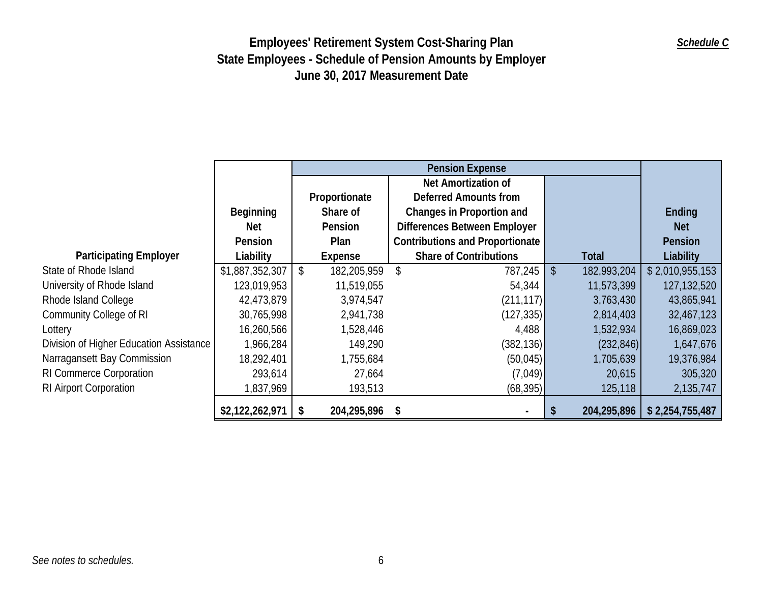# Employees' Retirement System Cost-Sharing Plan

## State Employees - Schedule of Pension Amounts by Employer

## June 30, 2017 Measurement Date

***Schedule C***

| Participating Employer | Beginning Net Pension Liability | Pension Expense | | | Ending Net Pension Liability |
|---|---|---|---|---|---|
| | | Proportionate Share of Pension Plan Expense | Net Amortization of Deferred Amounts from Changes in Proportion and Differences Between Employer Contributions and Proportionate Share of Contributions | Total | |
| State of Rhode Island | $1,887,352,307 | $ 182,205,959 | $ 787,245 | $ 182,993,204 | $ 2,010,955,153 |
| University of Rhode Island | 123,019,953 | 11,519,055 | 54,344 | 11,573,399 | 127,132,520 |
| Rhode Island College | 42,473,879 | 3,974,547 | (211,117) | 3,763,430 | 43,865,941 |
| Community College of RI | 30,765,998 | 2,941,738 | (127,335) | 2,814,403 | 32,467,123 |
| Lottery | 16,260,566 | 1,528,446 | 4,488 | 1,532,934 | 16,869,023 |
| Division of Higher Education Assistance | 1,966,284 | 149,290 | (382,136) | (232,846) | 1,647,676 |
| Narragansett Bay Commission | 18,292,401 | 1,755,684 | (50,045) | 1,705,639 | 19,376,984 |
| RI Commerce Corporation | 293,614 | 27,664 | (7,049) | 20,615 | 305,320 |
| RI Airport Corporation | 1,837,969 | 193,513 | (68,395) | 125,118 | 2,135,747 |
| | **$2,122,262,971** | **$ 204,295,896** | **$ -** | **$ 204,295,896** | **$ 2,254,755,487** |

*See notes to schedules.*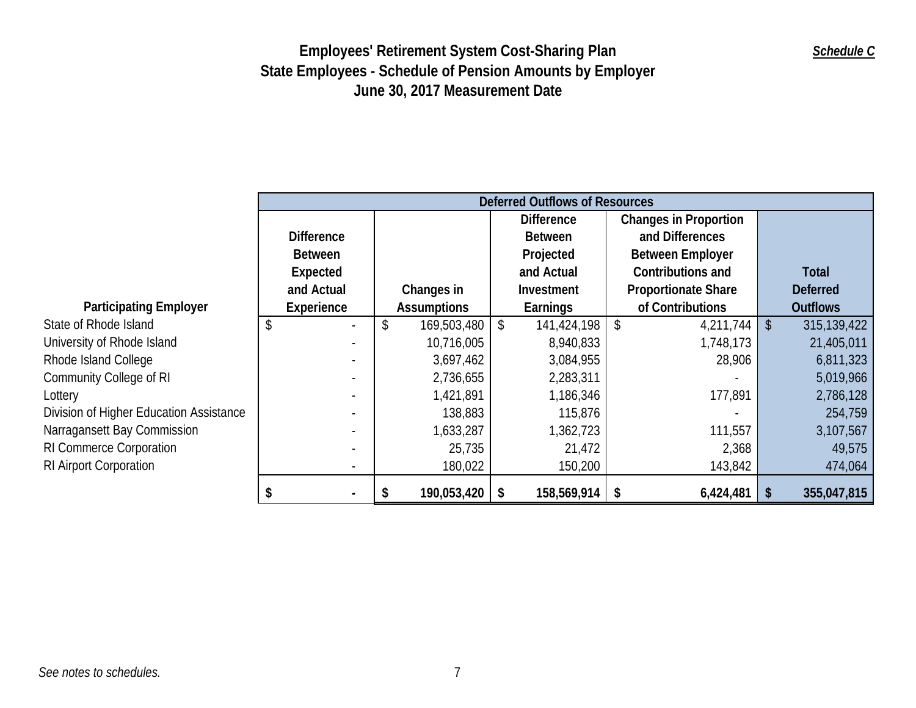# Employees' Retirement System Cost-Sharing Plan

*Schedule C*

## State Employees - Schedule of Pension Amounts by Employer

### June 30, 2017 Measurement Date

| | Deferred Outflows of Resources | | | | |
|---|---|---|---|---|---|
| **Participating Employer** | **Difference Between Expected and Actual Experience** | **Changes in Assumptions** | **Difference Between Projected and Actual Investment Earnings** | **Changes in Proportion and Differences Between Employer Contributions and Proportionate Share of Contributions** | **Total Deferred Outflows** |
| State of Rhode Island | $ - | $ 169,503,480 | $ 141,424,198 | $ 4,211,744 | $ 315,139,422 |
| University of Rhode Island | - | 10,716,005 | 8,940,833 | 1,748,173 | 21,405,011 |
| Rhode Island College | - | 3,697,462 | 3,084,955 | 28,906 | 6,811,323 |
| Community College of RI | - | 2,736,655 | 2,283,311 | - | 5,019,966 |
| Lottery | - | 1,421,891 | 1,186,346 | 177,891 | 2,786,128 |
| Division of Higher Education Assistance | - | 138,883 | 115,876 | - | 254,759 |
| Narragansett Bay Commission | - | 1,633,287 | 1,362,723 | 111,557 | 3,107,567 |
| RI Commerce Corporation | - | 25,735 | 21,472 | 2,368 | 49,575 |
| RI Airport Corporation | - | 180,022 | 150,200 | 143,842 | 474,064 |
| | **$ -** | **$ 190,053,420** | **$ 158,569,914** | **$ 6,424,481** | **$ 355,047,815** |

*See notes to schedules.*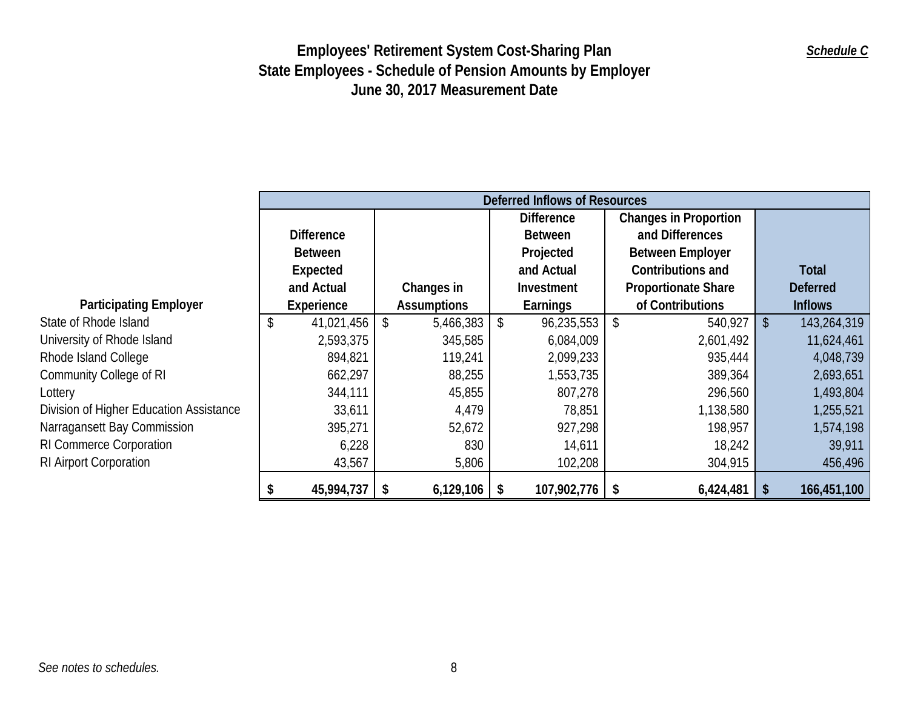# Employees' Retirement System Cost-Sharing Plan
## State Employees - Schedule of Pension Amounts by Employer
### June 30, 2017 Measurement Date

***Schedule C***

| Participating Employer | Deferred Inflows of Resources | | | | |
|---|---|---|---|---|---|
| | Difference Between Expected and Actual Experience | Changes in Assumptions | Difference Between Projected and Actual Investment Earnings | Changes in Proportion and Differences Between Employer Contributions and Proportionate Share of Contributions | Total Deferred Inflows |
| State of Rhode Island | $ 41,021,456 | $ 5,466,383 | $ 96,235,553 | $ 540,927 | $ 143,264,319 |
| University of Rhode Island | 2,593,375 | 345,585 | 6,084,009 | 2,601,492 | 11,624,461 |
| Rhode Island College | 894,821 | 119,241 | 2,099,233 | 935,444 | 4,048,739 |
| Community College of RI | 662,297 | 88,255 | 1,553,735 | 389,364 | 2,693,651 |
| Lottery | 344,111 | 45,855 | 807,278 | 296,560 | 1,493,804 |
| Division of Higher Education Assistance | 33,611 | 4,479 | 78,851 | 1,138,580 | 1,255,521 |
| Narragansett Bay Commission | 395,271 | 52,672 | 927,298 | 198,957 | 1,574,198 |
| RI Commerce Corporation | 6,228 | 830 | 14,611 | 18,242 | 39,911 |
| RI Airport Corporation | 43,567 | 5,806 | 102,208 | 304,915 | 456,496 |
| | **$ 45,994,737** | **$ 6,129,106** | **$ 107,902,776** | **$ 6,424,481** | **$ 166,451,100** |

*See notes to schedules.*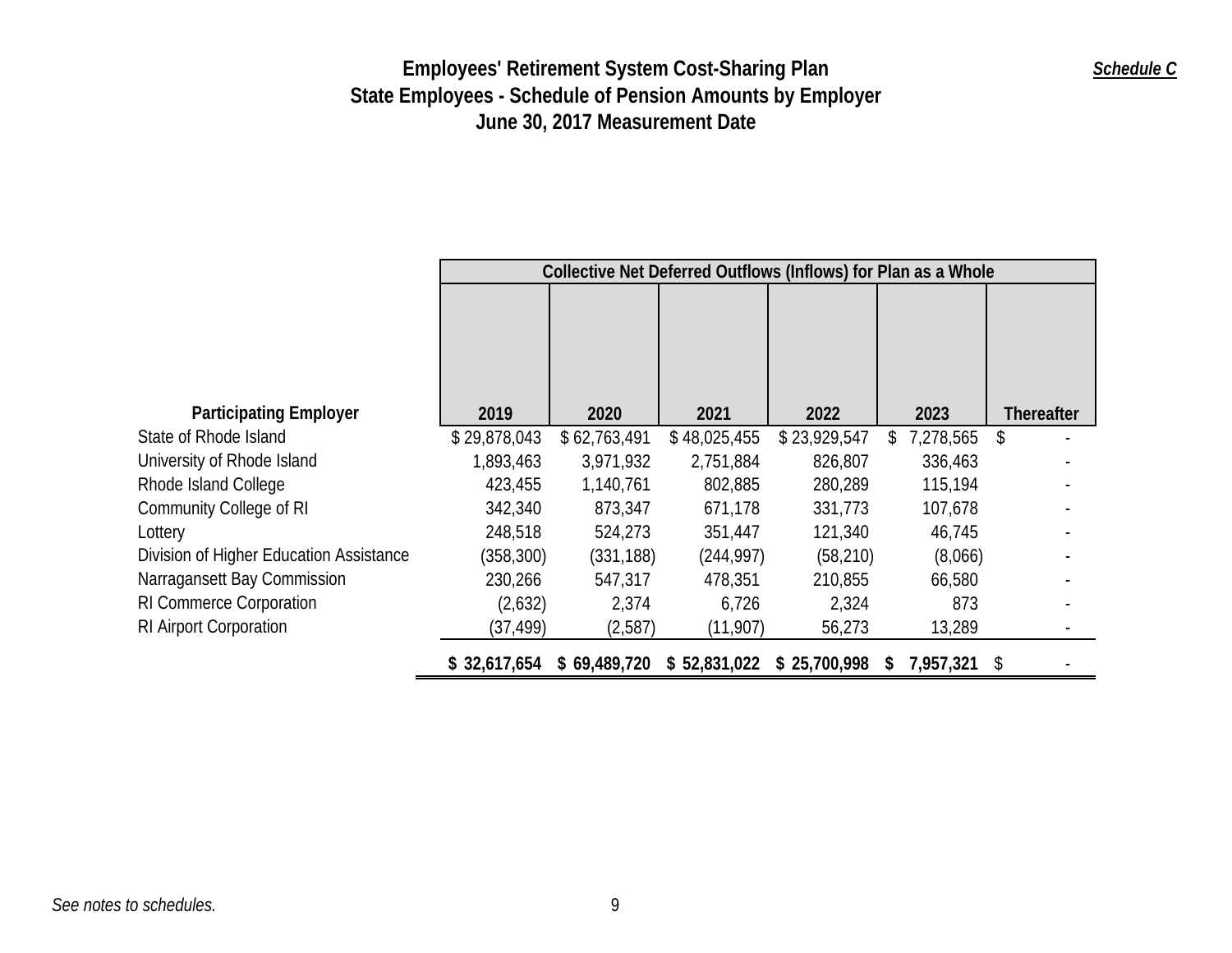# Employees' Retirement System Cost-Sharing Plan

## State Employees - Schedule of Pension Amounts by Employer

## June 30, 2017 Measurement Date

***Schedule C***

| Participating Employer | Collective Net Deferred Outflows (Inflows) for Plan as a Whole | | | | | |
|---|---|---|---|---|---|---|
| | 2019 | 2020 | 2021 | 2022 | 2023 | Thereafter |
| State of Rhode Island | $ 29,878,043 | $ 62,763,491 | $ 48,025,455 | $ 23,929,547 | $ 7,278,565 | $ - |
| University of Rhode Island | 1,893,463 | 3,971,932 | 2,751,884 | 826,807 | 336,463 | - |
| Rhode Island College | 423,455 | 1,140,761 | 802,885 | 280,289 | 115,194 | - |
| Community College of RI | 342,340 | 873,347 | 671,178 | 331,773 | 107,678 | - |
| Lottery | 248,518 | 524,273 | 351,447 | 121,340 | 46,745 | - |
| Division of Higher Education Assistance | (358,300) | (331,188) | (244,997) | (58,210) | (8,066) | - |
| Narragansett Bay Commission | 230,266 | 547,317 | 478,351 | 210,855 | 66,580 | - |
| RI Commerce Corporation | (2,632) | 2,374 | 6,726 | 2,324 | 873 | - |
| RI Airport Corporation | (37,499) | (2,587) | (11,907) | 56,273 | 13,289 | - |
| | **$ 32,617,654** | **$ 69,489,720** | **$ 52,831,022** | **$ 25,700,998** | **$ 7,957,321** | $ - |

*See notes to schedules.*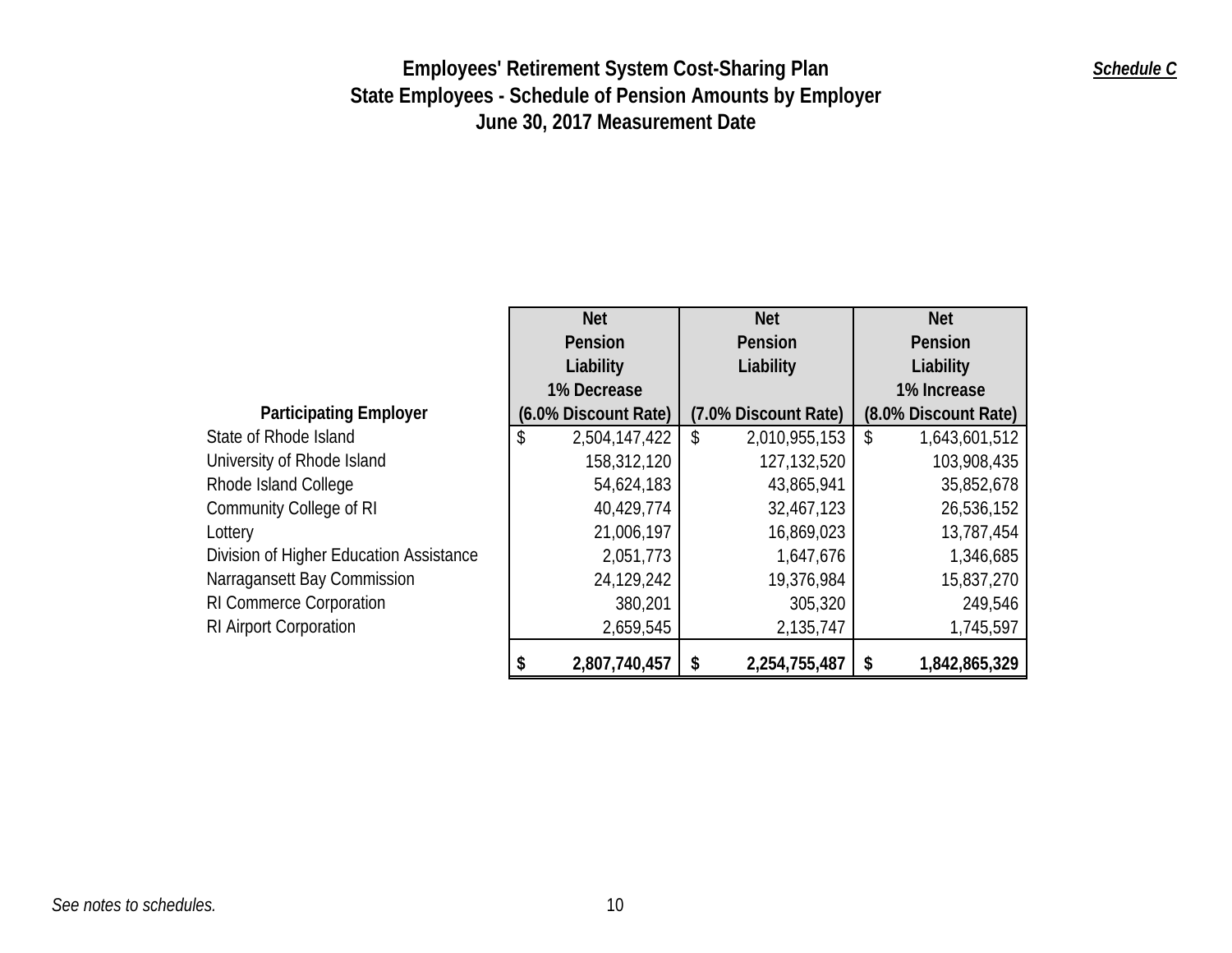# Employees' Retirement System Cost-Sharing Plan

***Schedule C***

## State Employees - Schedule of Pension Amounts by Employer

## June 30, 2017 Measurement Date

| Participating Employer | Net Pension Liability 1% Decrease (6.0% Discount Rate) | Net Pension Liability (7.0% Discount Rate) | Net Pension Liability 1% Increase (8.0% Discount Rate) |
|---|---|---|---|
| State of Rhode Island | $ 2,504,147,422 | $ 2,010,955,153 | $ 1,643,601,512 |
| University of Rhode Island | 158,312,120 | 127,132,520 | 103,908,435 |
| Rhode Island College | 54,624,183 | 43,865,941 | 35,852,678 |
| Community College of RI | 40,429,774 | 32,467,123 | 26,536,152 |
| Lottery | 21,006,197 | 16,869,023 | 13,787,454 |
| Division of Higher Education Assistance | 2,051,773 | 1,647,676 | 1,346,685 |
| Narragansett Bay Commission | 24,129,242 | 19,376,984 | 15,837,270 |
| RI Commerce Corporation | 380,201 | 305,320 | 249,546 |
| RI Airport Corporation | 2,659,545 | 2,135,747 | 1,745,597 |
| | **$ 2,807,740,457** | **$ 2,254,755,487** | **$ 1,842,865,329** |

*See notes to schedules.*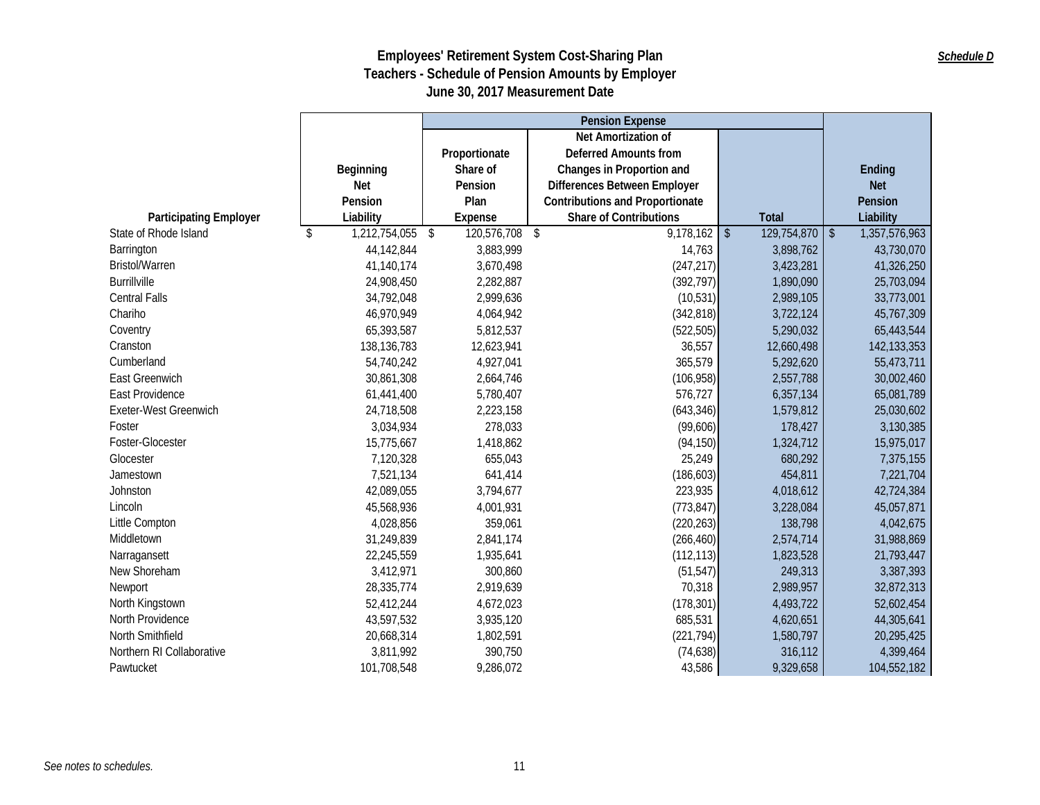# Employees' Retirement System Cost-Sharing Plan
## Teachers - Schedule of Pension Amounts by Employer
### June 30, 2017 Measurement Date

***Schedule D***

| Participating Employer | Beginning Net Pension Liability | Pension Expense | | | Ending Net Pension Liability |
|---|---|---|---|---|---|
| | | Proportionate Share of Pension Plan Expense | Net Amortization of Deferred Amounts from Changes in Proportion and Differences Between Employer Contributions and Proportionate Share of Contributions | Total | |
| State of Rhode Island | $ 1,212,754,055 | $ 120,576,708 | $ 9,178,162 | $ 129,754,870 | $ 1,357,576,963 |
| Barrington | 44,142,844 | 3,883,999 | 14,763 | 3,898,762 | 43,730,070 |
| Bristol/Warren | 41,140,174 | 3,670,498 | (247,217) | 3,423,281 | 41,326,250 |
| Burrillville | 24,908,450 | 2,282,887 | (392,797) | 1,890,090 | 25,703,094 |
| Central Falls | 34,792,048 | 2,999,636 | (10,531) | 2,989,105 | 33,773,001 |
| Chariho | 46,970,949 | 4,064,942 | (342,818) | 3,722,124 | 45,767,309 |
| Coventry | 65,393,587 | 5,812,537 | (522,505) | 5,290,032 | 65,443,544 |
| Cranston | 138,136,783 | 12,623,941 | 36,557 | 12,660,498 | 142,133,353 |
| Cumberland | 54,740,242 | 4,927,041 | 365,579 | 5,292,620 | 55,473,711 |
| East Greenwich | 30,861,308 | 2,664,746 | (106,958) | 2,557,788 | 30,002,460 |
| East Providence | 61,441,400 | 5,780,407 | 576,727 | 6,357,134 | 65,081,789 |
| Exeter-West Greenwich | 24,718,508 | 2,223,158 | (643,346) | 1,579,812 | 25,030,602 |
| Foster | 3,034,934 | 278,033 | (99,606) | 178,427 | 3,130,385 |
| Foster-Glocester | 15,775,667 | 1,418,862 | (94,150) | 1,324,712 | 15,975,017 |
| Glocester | 7,120,328 | 655,043 | 25,249 | 680,292 | 7,375,155 |
| Jamestown | 7,521,134 | 641,414 | (186,603) | 454,811 | 7,221,704 |
| Johnston | 42,089,055 | 3,794,677 | 223,935 | 4,018,612 | 42,724,384 |
| Lincoln | 45,568,936 | 4,001,931 | (773,847) | 3,228,084 | 45,057,871 |
| Little Compton | 4,028,856 | 359,061 | (220,263) | 138,798 | 4,042,675 |
| Middletown | 31,249,839 | 2,841,174 | (266,460) | 2,574,714 | 31,988,869 |
| Narragansett | 22,245,559 | 1,935,641 | (112,113) | 1,823,528 | 21,793,447 |
| New Shoreham | 3,412,971 | 300,860 | (51,547) | 249,313 | 3,387,393 |
| Newport | 28,335,774 | 2,919,639 | 70,318 | 2,989,957 | 32,872,313 |
| North Kingstown | 52,412,244 | 4,672,023 | (178,301) | 4,493,722 | 52,602,454 |
| North Providence | 43,597,532 | 3,935,120 | 685,531 | 4,620,651 | 44,305,641 |
| North Smithfield | 20,668,314 | 1,802,591 | (221,794) | 1,580,797 | 20,295,425 |
| Northern RI Collaborative | 3,811,992 | 390,750 | (74,638) | 316,112 | 4,399,464 |
| Pawtucket | 101,708,548 | 9,286,072 | 43,586 | 9,329,658 | 104,552,182 |

*See notes to schedules.*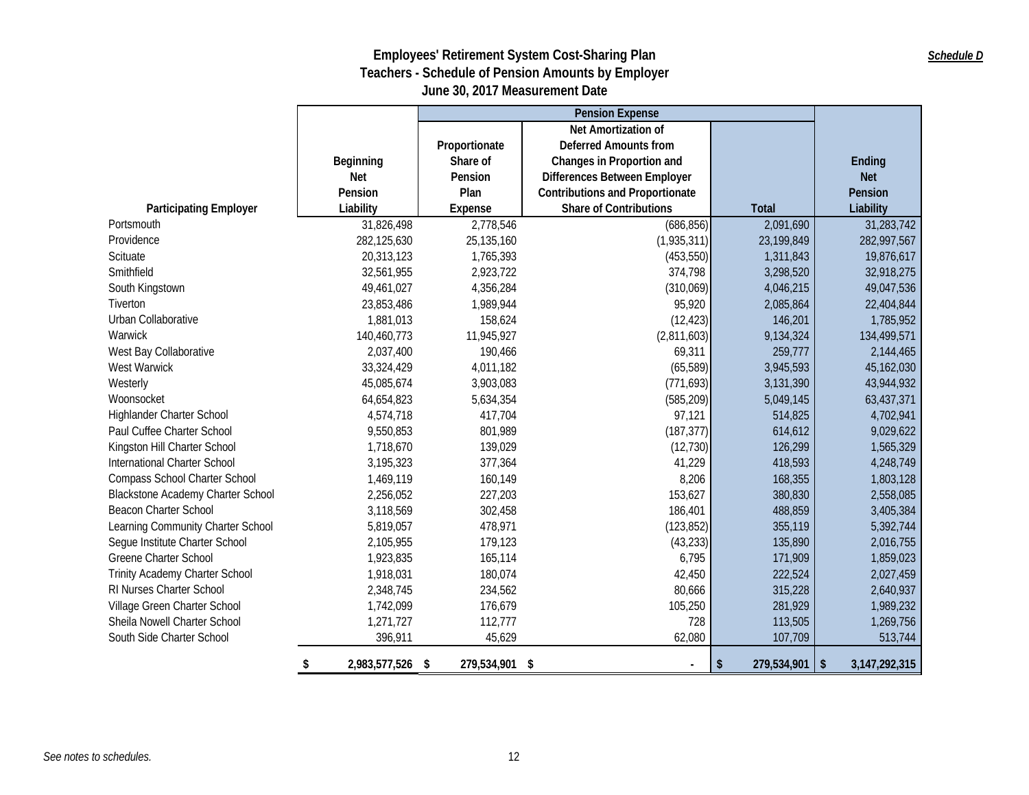## Employees' Retirement System Cost-Sharing Plan
## Teachers - Schedule of Pension Amounts by Employer
## June 30, 2017 Measurement Date

***Schedule D***

| Participating Employer | Beginning Net Pension Liability | Pension Expense: Proportionate Share of Pension Plan Expense | Pension Expense: Net Amortization of Deferred Amounts from Changes in Proportion and Differences Between Employer Contributions and Proportionate Share of Contributions | Pension Expense: Total | Ending Net Pension Liability |
|---|---|---|---|---|---|
| Portsmouth | 31,826,498 | 2,778,546 | (686,856) | 2,091,690 | 31,283,742 |
| Providence | 282,125,630 | 25,135,160 | (1,935,311) | 23,199,849 | 282,997,567 |
| Scituate | 20,313,123 | 1,765,393 | (453,550) | 1,311,843 | 19,876,617 |
| Smithfield | 32,561,955 | 2,923,722 | 374,798 | 3,298,520 | 32,918,275 |
| South Kingstown | 49,461,027 | 4,356,284 | (310,069) | 4,046,215 | 49,047,536 |
| Tiverton | 23,853,486 | 1,989,944 | 95,920 | 2,085,864 | 22,404,844 |
| Urban Collaborative | 1,881,013 | 158,624 | (12,423) | 146,201 | 1,785,952 |
| Warwick | 140,460,773 | 11,945,927 | (2,811,603) | 9,134,324 | 134,499,571 |
| West Bay Collaborative | 2,037,400 | 190,466 | 69,311 | 259,777 | 2,144,465 |
| West Warwick | 33,324,429 | 4,011,182 | (65,589) | 3,945,593 | 45,162,030 |
| Westerly | 45,085,674 | 3,903,083 | (771,693) | 3,131,390 | 43,944,932 |
| Woonsocket | 64,654,823 | 5,634,354 | (585,209) | 5,049,145 | 63,437,371 |
| Highlander Charter School | 4,574,718 | 417,704 | 97,121 | 514,825 | 4,702,941 |
| Paul Cuffee Charter School | 9,550,853 | 801,989 | (187,377) | 614,612 | 9,029,622 |
| Kingston Hill Charter School | 1,718,670 | 139,029 | (12,730) | 126,299 | 1,565,329 |
| International Charter School | 3,195,323 | 377,364 | 41,229 | 418,593 | 4,248,749 |
| Compass School Charter School | 1,469,119 | 160,149 | 8,206 | 168,355 | 1,803,128 |
| Blackstone Academy Charter School | 2,256,052 | 227,203 | 153,627 | 380,830 | 2,558,085 |
| Beacon Charter School | 3,118,569 | 302,458 | 186,401 | 488,859 | 3,405,384 |
| Learning Community Charter School | 5,819,057 | 478,971 | (123,852) | 355,119 | 5,392,744 |
| Segue Institute Charter School | 2,105,955 | 179,123 | (43,233) | 135,890 | 2,016,755 |
| Greene Charter School | 1,923,835 | 165,114 | 6,795 | 171,909 | 1,859,023 |
| Trinity Academy Charter School | 1,918,031 | 180,074 | 42,450 | 222,524 | 2,027,459 |
| RI Nurses Charter School | 2,348,745 | 234,562 | 80,666 | 315,228 | 2,640,937 |
| Village Green Charter School | 1,742,099 | 176,679 | 105,250 | 281,929 | 1,989,232 |
| Sheila Nowell Charter School | 1,271,727 | 112,777 | 728 | 113,505 | 1,269,756 |
| South Side Charter School | 396,911 | 45,629 | 62,080 | 107,709 | 513,744 |
| | $ 2,983,577,526 | $ 279,534,901 | $ - | $ 279,534,901 | $ 3,147,292,315 |

*See notes to schedules.*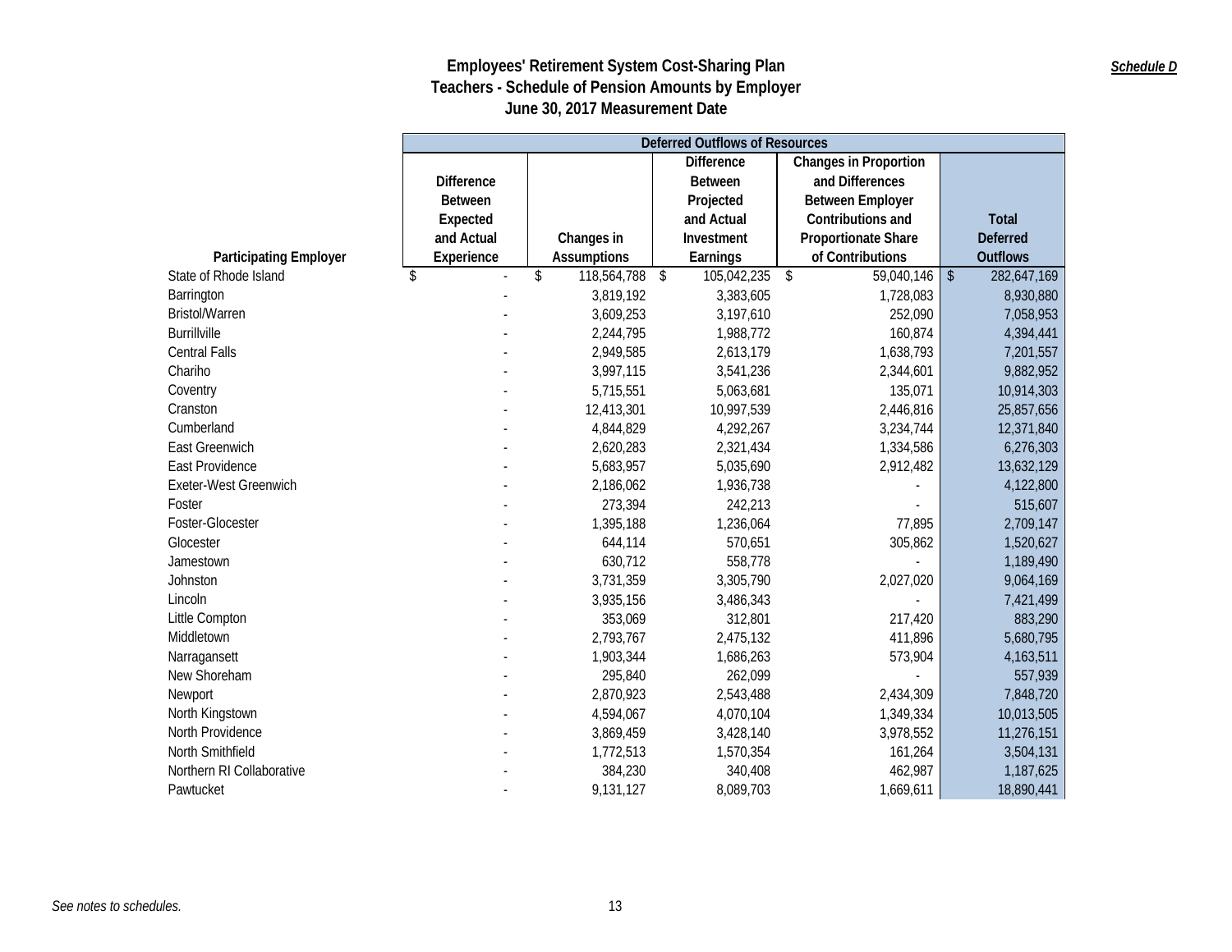# Employees' Retirement System Cost-Sharing Plan
## Teachers - Schedule of Pension Amounts by Employer
## June 30, 2017 Measurement Date

***Schedule D***

| Participating Employer | Deferred Outflows of Resources | | | | |
|---|---|---|---|---|---|
| | Difference Between Expected and Actual Experience | Changes in Assumptions | Difference Between Projected and Actual Investment Earnings | Changes in Proportion and Differences Between Employer Contributions and Proportionate Share of Contributions | Total Deferred Outflows |
| State of Rhode Island | $ - | $ 118,564,788 | $ 105,042,235 | $ 59,040,146 | $ 282,647,169 |
| Barrington | - | 3,819,192 | 3,383,605 | 1,728,083 | 8,930,880 |
| Bristol/Warren | - | 3,609,253 | 3,197,610 | 252,090 | 7,058,953 |
| Burrillville | - | 2,244,795 | 1,988,772 | 160,874 | 4,394,441 |
| Central Falls | - | 2,949,585 | 2,613,179 | 1,638,793 | 7,201,557 |
| Chariho | - | 3,997,115 | 3,541,236 | 2,344,601 | 9,882,952 |
| Coventry | - | 5,715,551 | 5,063,681 | 135,071 | 10,914,303 |
| Cranston | - | 12,413,301 | 10,997,539 | 2,446,816 | 25,857,656 |
| Cumberland | - | 4,844,829 | 4,292,267 | 3,234,744 | 12,371,840 |
| East Greenwich | - | 2,620,283 | 2,321,434 | 1,334,586 | 6,276,303 |
| East Providence | - | 5,683,957 | 5,035,690 | 2,912,482 | 13,632,129 |
| Exeter-West Greenwich | - | 2,186,062 | 1,936,738 | - | 4,122,800 |
| Foster | - | 273,394 | 242,213 | - | 515,607 |
| Foster-Glocester | - | 1,395,188 | 1,236,064 | 77,895 | 2,709,147 |
| Glocester | - | 644,114 | 570,651 | 305,862 | 1,520,627 |
| Jamestown | - | 630,712 | 558,778 | - | 1,189,490 |
| Johnston | - | 3,731,359 | 3,305,790 | 2,027,020 | 9,064,169 |
| Lincoln | - | 3,935,156 | 3,486,343 | - | 7,421,499 |
| Little Compton | - | 353,069 | 312,801 | 217,420 | 883,290 |
| Middletown | - | 2,793,767 | 2,475,132 | 411,896 | 5,680,795 |
| Narragansett | - | 1,903,344 | 1,686,263 | 573,904 | 4,163,511 |
| New Shoreham | - | 295,840 | 262,099 | - | 557,939 |
| Newport | - | 2,870,923 | 2,543,488 | 2,434,309 | 7,848,720 |
| North Kingstown | - | 4,594,067 | 4,070,104 | 1,349,334 | 10,013,505 |
| North Providence | - | 3,869,459 | 3,428,140 | 3,978,552 | 11,276,151 |
| North Smithfield | - | 1,772,513 | 1,570,354 | 161,264 | 3,504,131 |
| Northern RI Collaborative | - | 384,230 | 340,408 | 462,987 | 1,187,625 |
| Pawtucket | - | 9,131,127 | 8,089,703 | 1,669,611 | 18,890,441 |

*See notes to schedules.*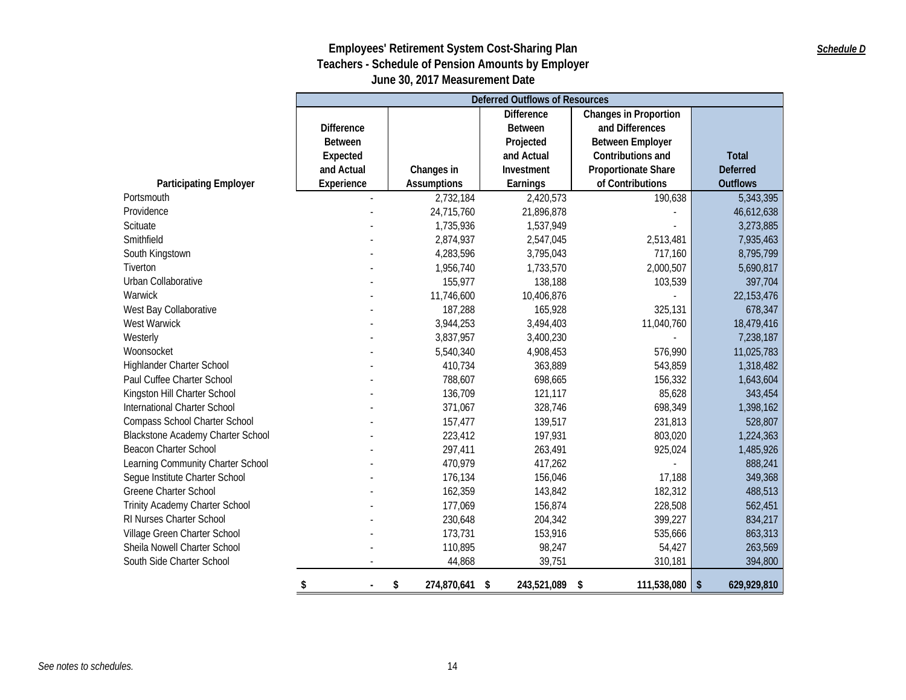# Employees' Retirement System Cost-Sharing Plan
## Teachers - Schedule of Pension Amounts by Employer
### June 30, 2017 Measurement Date

***Schedule D***

| | Deferred Outflows of Resources | | | | |
|---|---|---|---|---|---|
| **Participating Employer** | **Difference Between Expected and Actual Experience** | **Changes in Assumptions** | **Difference Between Projected and Actual Investment Earnings** | **Changes in Proportion and Differences Between Employer Contributions and Proportionate Share of Contributions** | **Total Deferred Outflows** |
| Portsmouth | - | 2,732,184 | 2,420,573 | 190,638 | 5,343,395 |
| Providence | - | 24,715,760 | 21,896,878 | - | 46,612,638 |
| Scituate | - | 1,735,936 | 1,537,949 | - | 3,273,885 |
| Smithfield | - | 2,874,937 | 2,547,045 | 2,513,481 | 7,935,463 |
| South Kingstown | - | 4,283,596 | 3,795,043 | 717,160 | 8,795,799 |
| Tiverton | - | 1,956,740 | 1,733,570 | 2,000,507 | 5,690,817 |
| Urban Collaborative | - | 155,977 | 138,188 | 103,539 | 397,704 |
| Warwick | - | 11,746,600 | 10,406,876 | - | 22,153,476 |
| West Bay Collaborative | - | 187,288 | 165,928 | 325,131 | 678,347 |
| West Warwick | - | 3,944,253 | 3,494,403 | 11,040,760 | 18,479,416 |
| Westerly | - | 3,837,957 | 3,400,230 | - | 7,238,187 |
| Woonsocket | - | 5,540,340 | 4,908,453 | 576,990 | 11,025,783 |
| Highlander Charter School | - | 410,734 | 363,889 | 543,859 | 1,318,482 |
| Paul Cuffee Charter School | - | 788,607 | 698,665 | 156,332 | 1,643,604 |
| Kingston Hill Charter School | - | 136,709 | 121,117 | 85,628 | 343,454 |
| International Charter School | - | 371,067 | 328,746 | 698,349 | 1,398,162 |
| Compass School Charter School | - | 157,477 | 139,517 | 231,813 | 528,807 |
| Blackstone Academy Charter School | - | 223,412 | 197,931 | 803,020 | 1,224,363 |
| Beacon Charter School | - | 297,411 | 263,491 | 925,024 | 1,485,926 |
| Learning Community Charter School | - | 470,979 | 417,262 | - | 888,241 |
| Segue Institute Charter School | - | 176,134 | 156,046 | 17,188 | 349,368 |
| Greene Charter School | - | 162,359 | 143,842 | 182,312 | 488,513 |
| Trinity Academy Charter School | - | 177,069 | 156,874 | 228,508 | 562,451 |
| RI Nurses Charter School | - | 230,648 | 204,342 | 399,227 | 834,217 |
| Village Green Charter School | - | 173,731 | 153,916 | 535,666 | 863,313 |
| Sheila Nowell Charter School | - | 110,895 | 98,247 | 54,427 | 263,569 |
| South Side Charter School | - | 44,868 | 39,751 | 310,181 | 394,800 |
| | **$ -** | **$ 274,870,641** | **$ 243,521,089** | **$ 111,538,080** | **$ 629,929,810** |

*See notes to schedules.*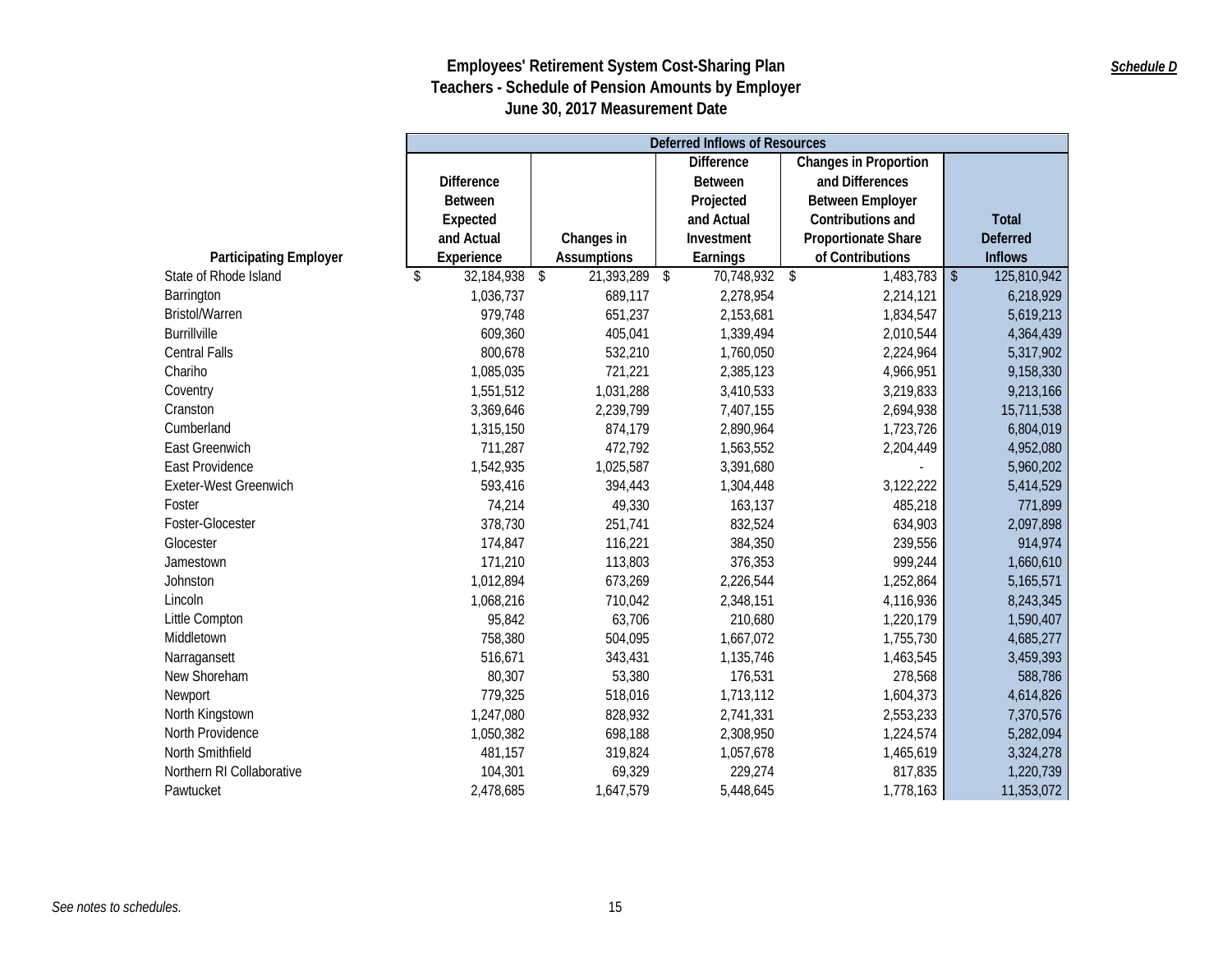**Schedule D**

# Employees' Retirement System Cost-Sharing Plan
## Teachers - Schedule of Pension Amounts by Employer
### June 30, 2017 Measurement Date

| | Deferred Inflows of Resources | | | | |
|---|---|---|---|---|---|
| **Participating Employer** | **Difference Between Expected and Actual Experience** | **Changes in Assumptions** | **Difference Between Projected and Actual Investment Earnings** | **Changes in Proportion and Differences Between Employer Contributions and Proportionate Share of Contributions** | **Total Deferred Inflows** |
| State of Rhode Island | $ 32,184,938 | $ 21,393,289 | $ 70,748,932 | $ 1,483,783 | $ 125,810,942 |
| Barrington | 1,036,737 | 689,117 | 2,278,954 | 2,214,121 | 6,218,929 |
| Bristol/Warren | 979,748 | 651,237 | 2,153,681 | 1,834,547 | 5,619,213 |
| Burrillville | 609,360 | 405,041 | 1,339,494 | 2,010,544 | 4,364,439 |
| Central Falls | 800,678 | 532,210 | 1,760,050 | 2,224,964 | 5,317,902 |
| Chariho | 1,085,035 | 721,221 | 2,385,123 | 4,966,951 | 9,158,330 |
| Coventry | 1,551,512 | 1,031,288 | 3,410,533 | 3,219,833 | 9,213,166 |
| Cranston | 3,369,646 | 2,239,799 | 7,407,155 | 2,694,938 | 15,711,538 |
| Cumberland | 1,315,150 | 874,179 | 2,890,964 | 1,723,726 | 6,804,019 |
| East Greenwich | 711,287 | 472,792 | 1,563,552 | 2,204,449 | 4,952,080 |
| East Providence | 1,542,935 | 1,025,587 | 3,391,680 | - | 5,960,202 |
| Exeter-West Greenwich | 593,416 | 394,443 | 1,304,448 | 3,122,222 | 5,414,529 |
| Foster | 74,214 | 49,330 | 163,137 | 485,218 | 771,899 |
| Foster-Glocester | 378,730 | 251,741 | 832,524 | 634,903 | 2,097,898 |
| Glocester | 174,847 | 116,221 | 384,350 | 239,556 | 914,974 |
| Jamestown | 171,210 | 113,803 | 376,353 | 999,244 | 1,660,610 |
| Johnston | 1,012,894 | 673,269 | 2,226,544 | 1,252,864 | 5,165,571 |
| Lincoln | 1,068,216 | 710,042 | 2,348,151 | 4,116,936 | 8,243,345 |
| Little Compton | 95,842 | 63,706 | 210,680 | 1,220,179 | 1,590,407 |
| Middletown | 758,380 | 504,095 | 1,667,072 | 1,755,730 | 4,685,277 |
| Narragansett | 516,671 | 343,431 | 1,135,746 | 1,463,545 | 3,459,393 |
| New Shoreham | 80,307 | 53,380 | 176,531 | 278,568 | 588,786 |
| Newport | 779,325 | 518,016 | 1,713,112 | 1,604,373 | 4,614,826 |
| North Kingstown | 1,247,080 | 828,932 | 2,741,331 | 2,553,233 | 7,370,576 |
| North Providence | 1,050,382 | 698,188 | 2,308,950 | 1,224,574 | 5,282,094 |
| North Smithfield | 481,157 | 319,824 | 1,057,678 | 1,465,619 | 3,324,278 |
| Northern RI Collaborative | 104,301 | 69,329 | 229,274 | 817,835 | 1,220,739 |
| Pawtucket | 2,478,685 | 1,647,579 | 5,448,645 | 1,778,163 | 11,353,072 |

*See notes to schedules.*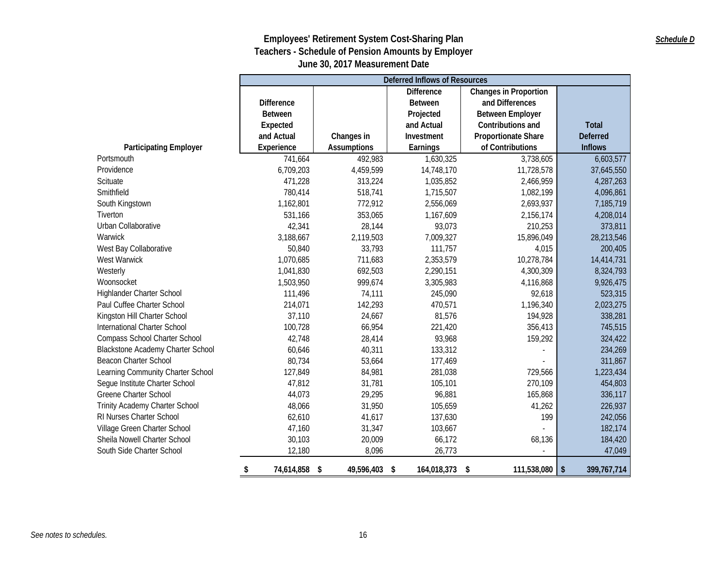# Employees' Retirement System Cost-Sharing Plan
## Teachers - Schedule of Pension Amounts by Employer
## June 30, 2017 Measurement Date

*Schedule D*

| Participating Employer | Deferred Inflows of Resources | | | | |
|---|---|---|---|---|---|
| | Difference Between Expected and Actual Experience | Changes in Assumptions | Difference Between Projected and Actual Investment Earnings | Changes in Proportion and Differences Between Employer Contributions and Proportionate Share of Contributions | Total Deferred Inflows |
| Portsmouth | 741,664 | 492,983 | 1,630,325 | 3,738,605 | 6,603,577 |
| Providence | 6,709,203 | 4,459,599 | 14,748,170 | 11,728,578 | 37,645,550 |
| Scituate | 471,228 | 313,224 | 1,035,852 | 2,466,959 | 4,287,263 |
| Smithfield | 780,414 | 518,741 | 1,715,507 | 1,082,199 | 4,096,861 |
| South Kingstown | 1,162,801 | 772,912 | 2,556,069 | 2,693,937 | 7,185,719 |
| Tiverton | 531,166 | 353,065 | 1,167,609 | 2,156,174 | 4,208,014 |
| Urban Collaborative | 42,341 | 28,144 | 93,073 | 210,253 | 373,811 |
| Warwick | 3,188,667 | 2,119,503 | 7,009,327 | 15,896,049 | 28,213,546 |
| West Bay Collaborative | 50,840 | 33,793 | 111,757 | 4,015 | 200,405 |
| West Warwick | 1,070,685 | 711,683 | 2,353,579 | 10,278,784 | 14,414,731 |
| Westerly | 1,041,830 | 692,503 | 2,290,151 | 4,300,309 | 8,324,793 |
| Woonsocket | 1,503,950 | 999,674 | 3,305,983 | 4,116,868 | 9,926,475 |
| Highlander Charter School | 111,496 | 74,111 | 245,090 | 92,618 | 523,315 |
| Paul Cuffee Charter School | 214,071 | 142,293 | 470,571 | 1,196,340 | 2,023,275 |
| Kingston Hill Charter School | 37,110 | 24,667 | 81,576 | 194,928 | 338,281 |
| International Charter School | 100,728 | 66,954 | 221,420 | 356,413 | 745,515 |
| Compass School Charter School | 42,748 | 28,414 | 93,968 | 159,292 | 324,422 |
| Blackstone Academy Charter School | 60,646 | 40,311 | 133,312 | - | 234,269 |
| Beacon Charter School | 80,734 | 53,664 | 177,469 | - | 311,867 |
| Learning Community Charter School | 127,849 | 84,981 | 281,038 | 729,566 | 1,223,434 |
| Segue Institute Charter School | 47,812 | 31,781 | 105,101 | 270,109 | 454,803 |
| Greene Charter School | 44,073 | 29,295 | 96,881 | 165,868 | 336,117 |
| Trinity Academy Charter School | 48,066 | 31,950 | 105,659 | 41,262 | 226,937 |
| RI Nurses Charter School | 62,610 | 41,617 | 137,630 | 199 | 242,056 |
| Village Green Charter School | 47,160 | 31,347 | 103,667 | - | 182,174 |
| Sheila Nowell Charter School | 30,103 | 20,009 | 66,172 | 68,136 | 184,420 |
| South Side Charter School | 12,180 | 8,096 | 26,773 | - | 47,049 |
| | $ 74,614,858 | $ 49,596,403 | $ 164,018,373 | $ 111,538,080 | $ 399,767,714 |

*See notes to schedules.*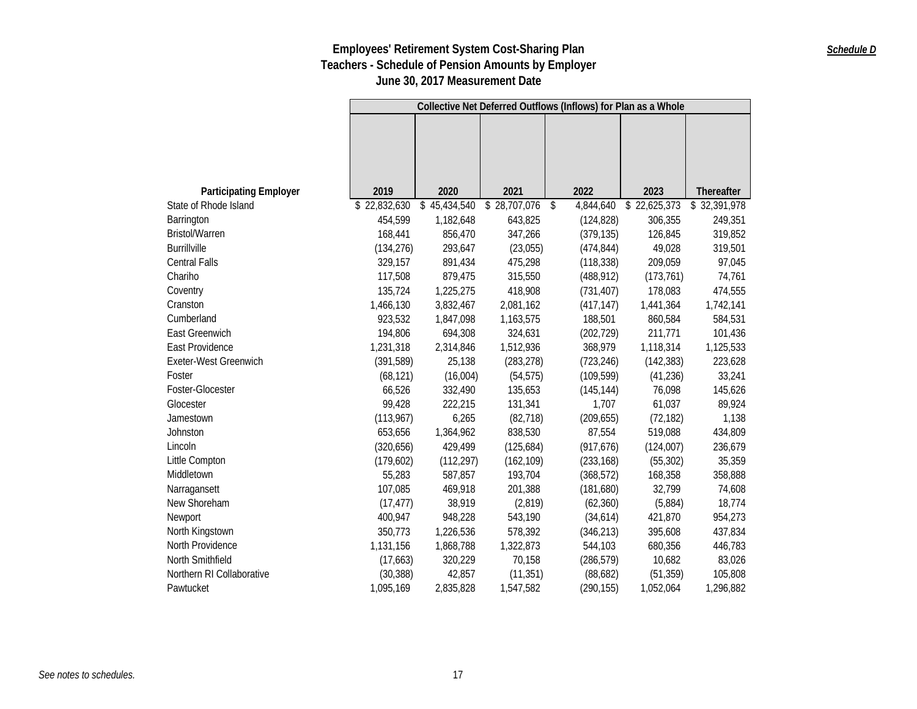# Employees' Retirement System Cost-Sharing Plan
## Teachers - Schedule of Pension Amounts by Employer
### June 30, 2017 Measurement Date

***Schedule D***

| | Collective Net Deferred Outflows (Inflows) for Plan as a Whole | | | | | |
|---|---|---|---|---|---|---|
| **Participating Employer** | **2019** | **2020** | **2021** | **2022** | **2023** | **Thereafter** |
| State of Rhode Island | $ 22,832,630 | $ 45,434,540 | $ 28,707,076 | $ 4,844,640 | $ 22,625,373 | $ 32,391,978 |
| Barrington | 454,599 | 1,182,648 | 643,825 | (124,828) | 306,355 | 249,351 |
| Bristol/Warren | 168,441 | 856,470 | 347,266 | (379,135) | 126,845 | 319,852 |
| Burrillville | (134,276) | 293,647 | (23,055) | (474,844) | 49,028 | 319,501 |
| Central Falls | 329,157 | 891,434 | 475,298 | (118,338) | 209,059 | 97,045 |
| Chariho | 117,508 | 879,475 | 315,550 | (488,912) | (173,761) | 74,761 |
| Coventry | 135,724 | 1,225,275 | 418,908 | (731,407) | 178,083 | 474,555 |
| Cranston | 1,466,130 | 3,832,467 | 2,081,162 | (417,147) | 1,441,364 | 1,742,141 |
| Cumberland | 923,532 | 1,847,098 | 1,163,575 | 188,501 | 860,584 | 584,531 |
| East Greenwich | 194,806 | 694,308 | 324,631 | (202,729) | 211,771 | 101,436 |
| East Providence | 1,231,318 | 2,314,846 | 1,512,936 | 368,979 | 1,118,314 | 1,125,533 |
| Exeter-West Greenwich | (391,589) | 25,138 | (283,278) | (723,246) | (142,383) | 223,628 |
| Foster | (68,121) | (16,004) | (54,575) | (109,599) | (41,236) | 33,241 |
| Foster-Glocester | 66,526 | 332,490 | 135,653 | (145,144) | 76,098 | 145,626 |
| Glocester | 99,428 | 222,215 | 131,341 | 1,707 | 61,037 | 89,924 |
| Jamestown | (113,967) | 6,265 | (82,718) | (209,655) | (72,182) | 1,138 |
| Johnston | 653,656 | 1,364,962 | 838,530 | 87,554 | 519,088 | 434,809 |
| Lincoln | (320,656) | 429,499 | (125,684) | (917,676) | (124,007) | 236,679 |
| Little Compton | (179,602) | (112,297) | (162,109) | (233,168) | (55,302) | 35,359 |
| Middletown | 55,283 | 587,857 | 193,704 | (368,572) | 168,358 | 358,888 |
| Narragansett | 107,085 | 469,918 | 201,388 | (181,680) | 32,799 | 74,608 |
| New Shoreham | (17,477) | 38,919 | (2,819) | (62,360) | (5,884) | 18,774 |
| Newport | 400,947 | 948,228 | 543,190 | (34,614) | 421,870 | 954,273 |
| North Kingstown | 350,773 | 1,226,536 | 578,392 | (346,213) | 395,608 | 437,834 |
| North Providence | 1,131,156 | 1,868,788 | 1,322,873 | 544,103 | 680,356 | 446,783 |
| North Smithfield | (17,663) | 320,229 | 70,158 | (286,579) | 10,682 | 83,026 |
| Northern RI Collaborative | (30,388) | 42,857 | (11,351) | (88,682) | (51,359) | 105,808 |
| Pawtucket | 1,095,169 | 2,835,828 | 1,547,582 | (290,155) | 1,052,064 | 1,296,882 |

*See notes to schedules.*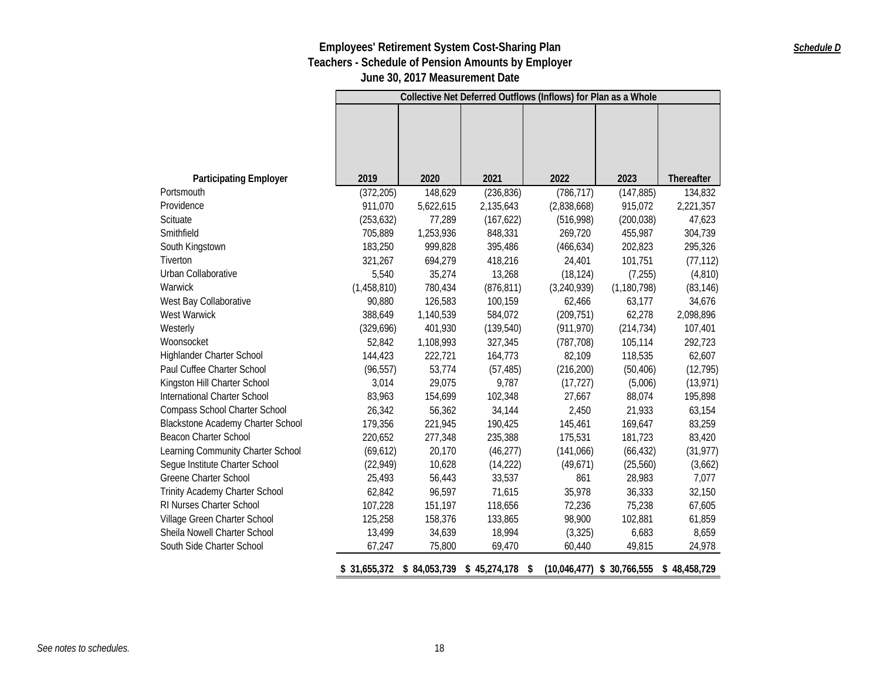**Employees' Retirement System Cost-Sharing Plan**
**Teachers - Schedule of Pension Amounts by Employer**
**June 30, 2017 Measurement Date**

***Schedule D***

| | Collective Net Deferred Outflows (Inflows) for Plan as a Whole | | | | | |
|---|---|---|---|---|---|---|
| **Participating Employer** | **2019** | **2020** | **2021** | **2022** | **2023** | **Thereafter** |
| Portsmouth | (372,205) | 148,629 | (236,836) | (786,717) | (147,885) | 134,832 |
| Providence | 911,070 | 5,622,615 | 2,135,643 | (2,838,668) | 915,072 | 2,221,357 |
| Scituate | (253,632) | 77,289 | (167,622) | (516,998) | (200,038) | 47,623 |
| Smithfield | 705,889 | 1,253,936 | 848,331 | 269,720 | 455,987 | 304,739 |
| South Kingstown | 183,250 | 999,828 | 395,486 | (466,634) | 202,823 | 295,326 |
| Tiverton | 321,267 | 694,279 | 418,216 | 24,401 | 101,751 | (77,112) |
| Urban Collaborative | 5,540 | 35,274 | 13,268 | (18,124) | (7,255) | (4,810) |
| Warwick | (1,458,810) | 780,434 | (876,811) | (3,240,939) | (1,180,798) | (83,146) |
| West Bay Collaborative | 90,880 | 126,583 | 100,159 | 62,466 | 63,177 | 34,676 |
| West Warwick | 388,649 | 1,140,539 | 584,072 | (209,751) | 62,278 | 2,098,896 |
| Westerly | (329,696) | 401,930 | (139,540) | (911,970) | (214,734) | 107,401 |
| Woonsocket | 52,842 | 1,108,993 | 327,345 | (787,708) | 105,114 | 292,723 |
| Highlander Charter School | 144,423 | 222,721 | 164,773 | 82,109 | 118,535 | 62,607 |
| Paul Cuffee Charter School | (96,557) | 53,774 | (57,485) | (216,200) | (50,406) | (12,795) |
| Kingston Hill Charter School | 3,014 | 29,075 | 9,787 | (17,727) | (5,006) | (13,971) |
| International Charter School | 83,963 | 154,699 | 102,348 | 27,667 | 88,074 | 195,898 |
| Compass School Charter School | 26,342 | 56,362 | 34,144 | 2,450 | 21,933 | 63,154 |
| Blackstone Academy Charter School | 179,356 | 221,945 | 190,425 | 145,461 | 169,647 | 83,259 |
| Beacon Charter School | 220,652 | 277,348 | 235,388 | 175,531 | 181,723 | 83,420 |
| Learning Community Charter School | (69,612) | 20,170 | (46,277) | (141,066) | (66,432) | (31,977) |
| Segue Institute Charter School | (22,949) | 10,628 | (14,222) | (49,671) | (25,560) | (3,662) |
| Greene Charter School | 25,493 | 56,443 | 33,537 | 861 | 28,983 | 7,077 |
| Trinity Academy Charter School | 62,842 | 96,597 | 71,615 | 35,978 | 36,333 | 32,150 |
| RI Nurses Charter School | 107,228 | 151,197 | 118,656 | 72,236 | 75,238 | 67,605 |
| Village Green Charter School | 125,258 | 158,376 | 133,865 | 98,900 | 102,881 | 61,859 |
| Sheila Nowell Charter School | 13,499 | 34,639 | 18,994 | (3,325) | 6,683 | 8,659 |
| South Side Charter School | 67,247 | 75,800 | 69,470 | 60,440 | 49,815 | 24,978 |
| | $ 31,655,372 | $ 84,053,739 | $ 45,274,178 | $ (10,046,477) | $ 30,766,555 | $ 48,458,729 |

*See notes to schedules.*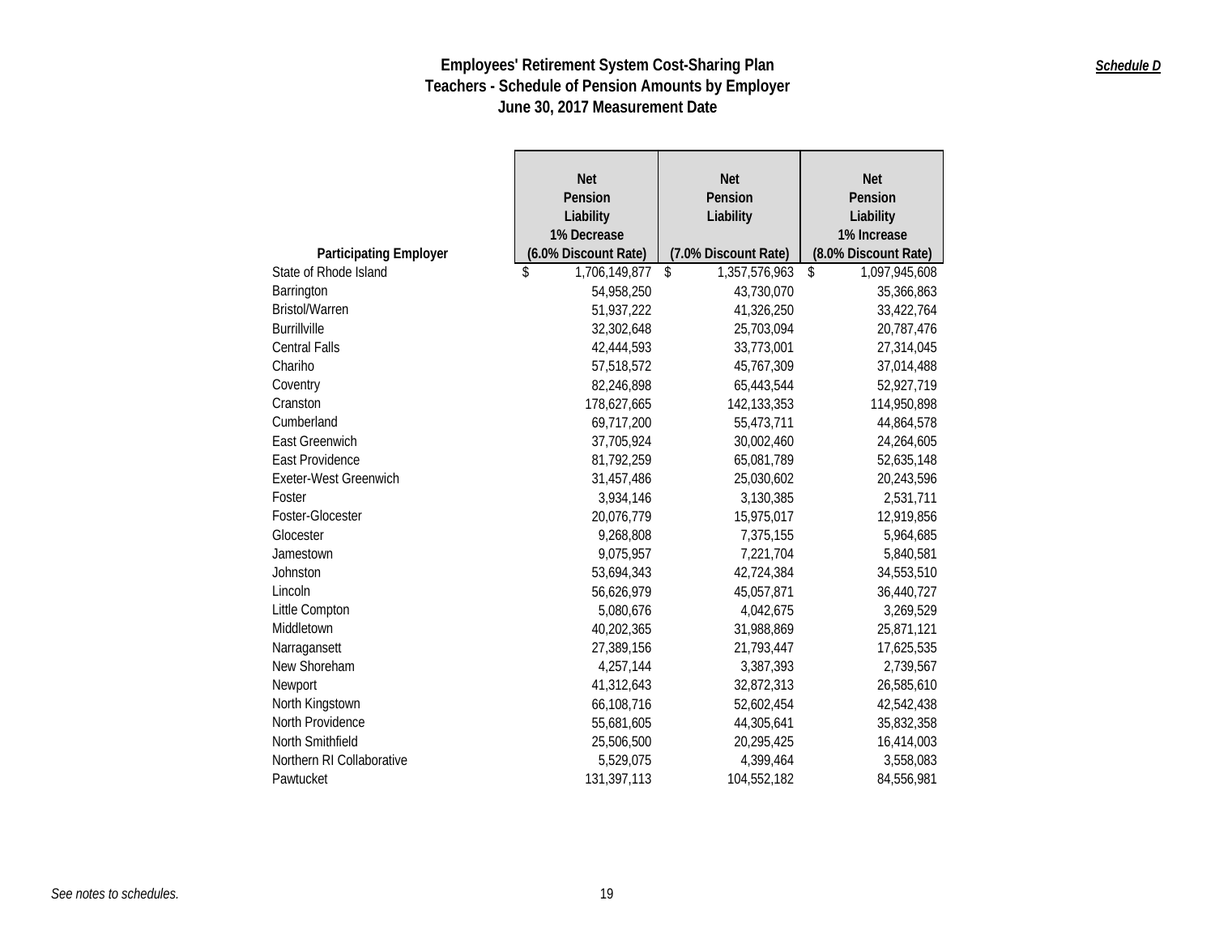**Schedule D**

# Employees' Retirement System Cost-Sharing Plan
## Teachers - Schedule of Pension Amounts by Employer
### June 30, 2017 Measurement Date

| Participating Employer | Net Pension Liability 1% Decrease (6.0% Discount Rate) | Net Pension Liability (7.0% Discount Rate) | Net Pension Liability 1% Increase (8.0% Discount Rate) |
|---|---|---|---|
| State of Rhode Island | $ 1,706,149,877 | $ 1,357,576,963 | $ 1,097,945,608 |
| Barrington | 54,958,250 | 43,730,070 | 35,366,863 |
| Bristol/Warren | 51,937,222 | 41,326,250 | 33,422,764 |
| Burrillville | 32,302,648 | 25,703,094 | 20,787,476 |
| Central Falls | 42,444,593 | 33,773,001 | 27,314,045 |
| Chariho | 57,518,572 | 45,767,309 | 37,014,488 |
| Coventry | 82,246,898 | 65,443,544 | 52,927,719 |
| Cranston | 178,627,665 | 142,133,353 | 114,950,898 |
| Cumberland | 69,717,200 | 55,473,711 | 44,864,578 |
| East Greenwich | 37,705,924 | 30,002,460 | 24,264,605 |
| East Providence | 81,792,259 | 65,081,789 | 52,635,148 |
| Exeter-West Greenwich | 31,457,486 | 25,030,602 | 20,243,596 |
| Foster | 3,934,146 | 3,130,385 | 2,531,711 |
| Foster-Glocester | 20,076,779 | 15,975,017 | 12,919,856 |
| Glocester | 9,268,808 | 7,375,155 | 5,964,685 |
| Jamestown | 9,075,957 | 7,221,704 | 5,840,581 |
| Johnston | 53,694,343 | 42,724,384 | 34,553,510 |
| Lincoln | 56,626,979 | 45,057,871 | 36,440,727 |
| Little Compton | 5,080,676 | 4,042,675 | 3,269,529 |
| Middletown | 40,202,365 | 31,988,869 | 25,871,121 |
| Narragansett | 27,389,156 | 21,793,447 | 17,625,535 |
| New Shoreham | 4,257,144 | 3,387,393 | 2,739,567 |
| Newport | 41,312,643 | 32,872,313 | 26,585,610 |
| North Kingstown | 66,108,716 | 52,602,454 | 42,542,438 |
| North Providence | 55,681,605 | 44,305,641 | 35,832,358 |
| North Smithfield | 25,506,500 | 20,295,425 | 16,414,003 |
| Northern RI Collaborative | 5,529,075 | 4,399,464 | 3,558,083 |
| Pawtucket | 131,397,113 | 104,552,182 | 84,556,981 |

*See notes to schedules.*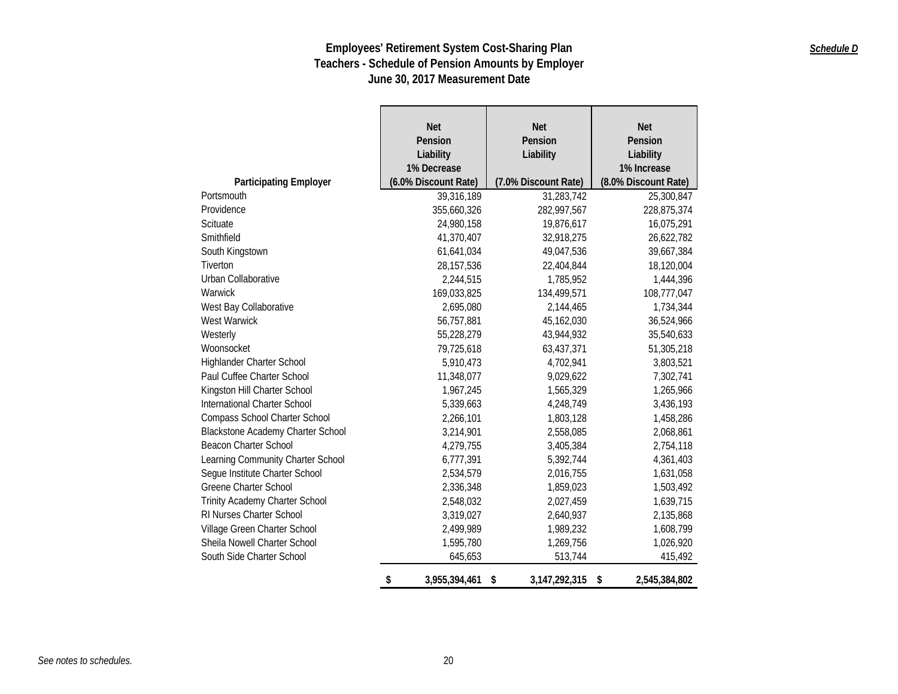**Schedule D**

# Employees' Retirement System Cost-Sharing Plan
## Teachers - Schedule of Pension Amounts by Employer
### June 30, 2017 Measurement Date

| Participating Employer | Net Pension Liability 1% Decrease (6.0% Discount Rate) | Net Pension Liability (7.0% Discount Rate) | Net Pension Liability 1% Increase (8.0% Discount Rate) |
|---|---|---|---|
| Portsmouth | 39,316,189 | 31,283,742 | 25,300,847 |
| Providence | 355,660,326 | 282,997,567 | 228,875,374 |
| Scituate | 24,980,158 | 19,876,617 | 16,075,291 |
| Smithfield | 41,370,407 | 32,918,275 | 26,622,782 |
| South Kingstown | 61,641,034 | 49,047,536 | 39,667,384 |
| Tiverton | 28,157,536 | 22,404,844 | 18,120,004 |
| Urban Collaborative | 2,244,515 | 1,785,952 | 1,444,396 |
| Warwick | 169,033,825 | 134,499,571 | 108,777,047 |
| West Bay Collaborative | 2,695,080 | 2,144,465 | 1,734,344 |
| West Warwick | 56,757,881 | 45,162,030 | 36,524,966 |
| Westerly | 55,228,279 | 43,944,932 | 35,540,633 |
| Woonsocket | 79,725,618 | 63,437,371 | 51,305,218 |
| Highlander Charter School | 5,910,473 | 4,702,941 | 3,803,521 |
| Paul Cuffee Charter School | 11,348,077 | 9,029,622 | 7,302,741 |
| Kingston Hill Charter School | 1,967,245 | 1,565,329 | 1,265,966 |
| International Charter School | 5,339,663 | 4,248,749 | 3,436,193 |
| Compass School Charter School | 2,266,101 | 1,803,128 | 1,458,286 |
| Blackstone Academy Charter School | 3,214,901 | 2,558,085 | 2,068,861 |
| Beacon Charter School | 4,279,755 | 3,405,384 | 2,754,118 |
| Learning Community Charter School | 6,777,391 | 5,392,744 | 4,361,403 |
| Segue Institute Charter School | 2,534,579 | 2,016,755 | 1,631,058 |
| Greene Charter School | 2,336,348 | 1,859,023 | 1,503,492 |
| Trinity Academy Charter School | 2,548,032 | 2,027,459 | 1,639,715 |
| RI Nurses Charter School | 3,319,027 | 2,640,937 | 2,135,868 |
| Village Green Charter School | 2,499,989 | 1,989,232 | 1,608,799 |
| Sheila Nowell Charter School | 1,595,780 | 1,269,756 | 1,026,920 |
| South Side Charter School | 645,653 | 513,744 | 415,492 |
| | $ 3,955,394,461 | $ 3,147,292,315 | $ 2,545,384,802 |

*See notes to schedules.*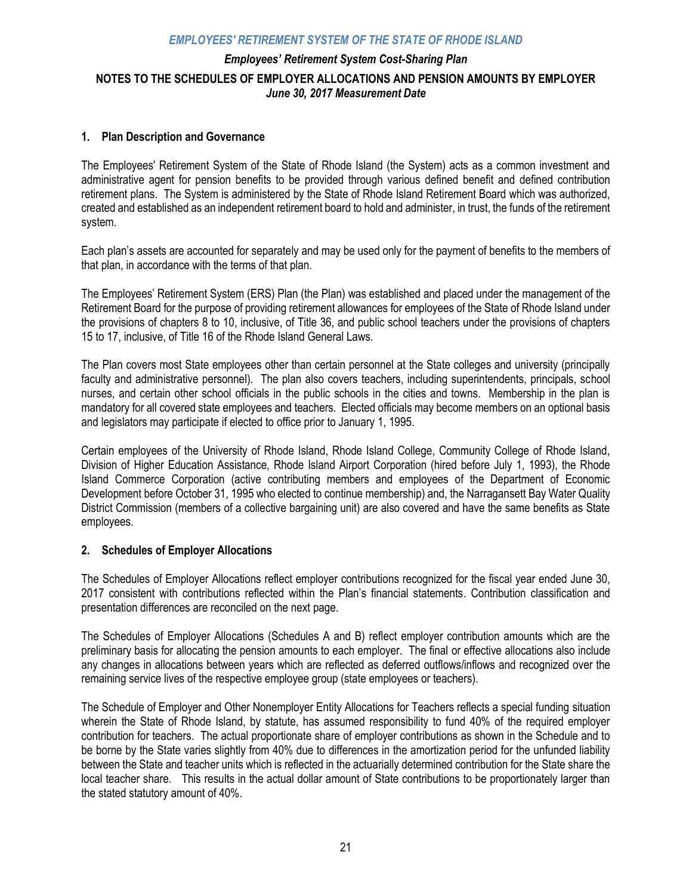## Employees' Retirement System Cost-Sharing Plan

### NOTES TO THE SCHEDULES OF EMPLOYER ALLOCATIONS AND PENSION AMOUNTS BY EMPLOYER
*June 30, 2017 Measurement Date*

#### 1. Plan Description and Governance

The Employees' Retirement System of the State of Rhode Island (the System) acts as a common investment and administrative agent for pension benefits to be provided through various defined benefit and defined contribution retirement plans. The System is administered by the State of Rhode Island Retirement Board which was authorized, created and established as an independent retirement board to hold and administer, in trust, the funds of the retirement system.

Each plan's assets are accounted for separately and may be used only for the payment of benefits to the members of that plan, in accordance with the terms of that plan.

The Employees' Retirement System (ERS) Plan (the Plan) was established and placed under the management of the Retirement Board for the purpose of providing retirement allowances for employees of the State of Rhode Island under the provisions of chapters 8 to 10, inclusive, of Title 36, and public school teachers under the provisions of chapters 15 to 17, inclusive, of Title 16 of the Rhode Island General Laws.

The Plan covers most State employees other than certain personnel at the State colleges and university (principally faculty and administrative personnel). The plan also covers teachers, including superintendents, principals, school nurses, and certain other school officials in the public schools in the cities and towns. Membership in the plan is mandatory for all covered state employees and teachers. Elected officials may become members on an optional basis and legislators may participate if elected to office prior to January 1, 1995.

Certain employees of the University of Rhode Island, Rhode Island College, Community College of Rhode Island, Division of Higher Education Assistance, Rhode Island Airport Corporation (hired before July 1, 1993), the Rhode Island Commerce Corporation (active contributing members and employees of the Department of Economic Development before October 31, 1995 who elected to continue membership) and, the Narragansett Bay Water Quality District Commission (members of a collective bargaining unit) are also covered and have the same benefits as State employees.

#### 2. Schedules of Employer Allocations

The Schedules of Employer Allocations reflect employer contributions recognized for the fiscal year ended June 30, 2017 consistent with contributions reflected within the Plan's financial statements. Contribution classification and presentation differences are reconciled on the next page.

The Schedules of Employer Allocations (Schedules A and B) reflect employer contribution amounts which are the preliminary basis for allocating the pension amounts to each employer. The final or effective allocations also include any changes in allocations between years which are reflected as deferred outflows/inflows and recognized over the remaining service lives of the respective employee group (state employees or teachers).

The Schedule of Employer and Other Nonemployer Entity Allocations for Teachers reflects a special funding situation wherein the State of Rhode Island, by statute, has assumed responsibility to fund 40% of the required employer contribution for teachers. The actual proportionate share of employer contributions as shown in the Schedule and to be borne by the State varies slightly from 40% due to differences in the amortization period for the unfunded liability between the State and teacher units which is reflected in the actuarially determined contribution for the State share the local teacher share. This results in the actual dollar amount of State contributions to be proportionately larger than the stated statutory amount of 40%.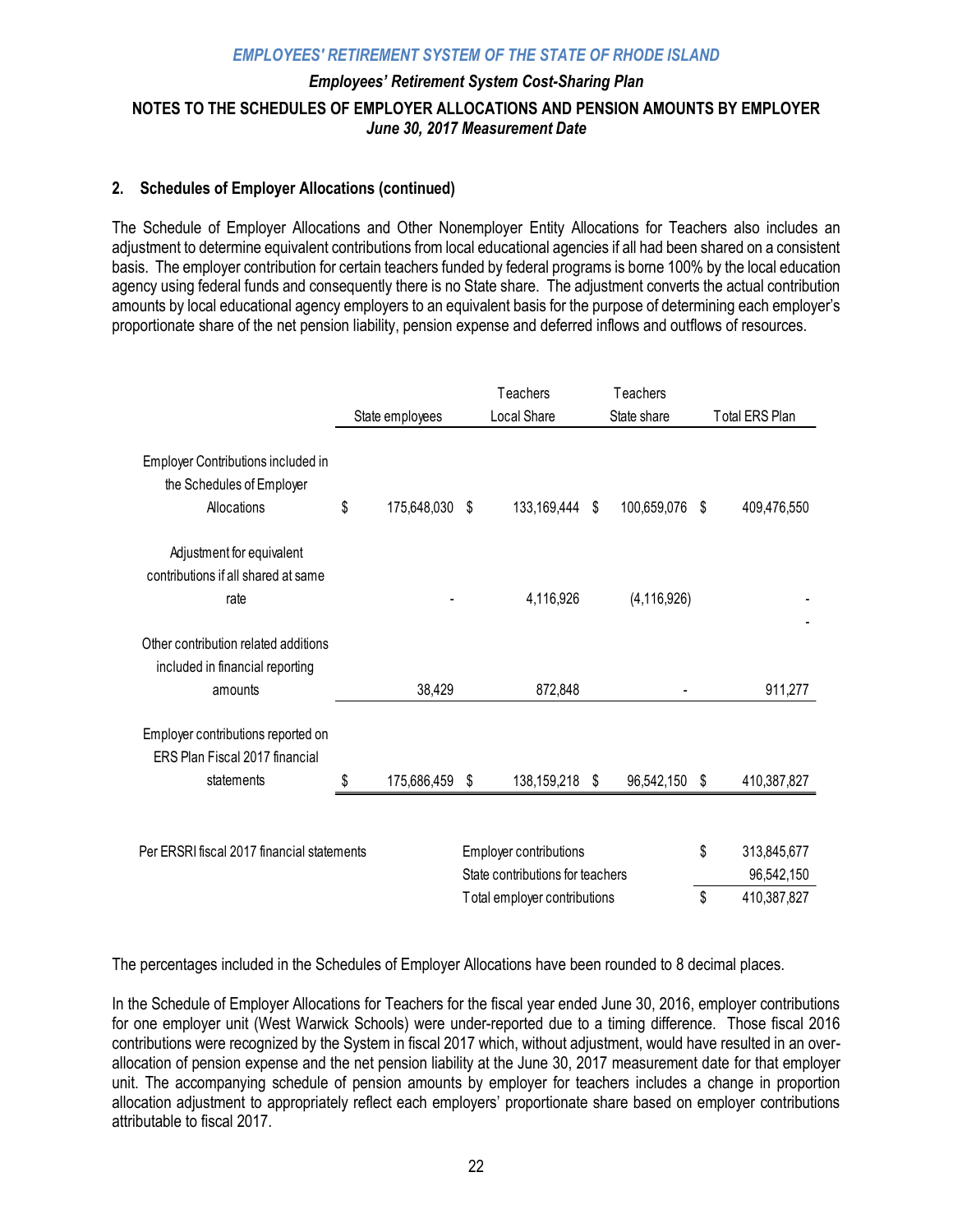## 2. Schedules of Employer Allocations (continued)

The Schedule of Employer Allocations and Other Nonemployer Entity Allocations for Teachers also includes an adjustment to determine equivalent contributions from local educational agencies if all had been shared on a consistent basis. The employer contribution for certain teachers funded by federal programs is borne 100% by the local education agency using federal funds and consequently there is no State share. The adjustment converts the actual contribution amounts by local educational agency employers to an equivalent basis for the purpose of determining each employer's proportionate share of the net pension liability, pension expense and deferred inflows and outflows of resources.

| | State employees | Teachers Local Share | Teachers State share | Total ERS Plan |
|---|---|---|---|---|
| Employer Contributions included in the Schedules of Employer Allocations | $ 175,648,030 | $ 133,169,444 | $ 100,659,076 | $ 409,476,550 |
| Adjustment for equivalent contributions if all shared at same rate | - | 4,116,926 | (4,116,926) | - |
| Other contribution related additions included in financial reporting amounts | 38,429 | 872,848 | - | 911,277 |
| Employer contributions reported on ERS Plan Fiscal 2017 financial statements | $ 175,686,459 | $ 138,159,218 | $ 96,542,150 | $ 410,387,827 |

| Per ERSRI fiscal 2017 financial statements | | |
|---|---|---|
| | Employer contributions | $ 313,845,677 |
| | State contributions for teachers | 96,542,150 |
| | Total employer contributions | $ 410,387,827 |

The percentages included in the Schedules of Employer Allocations have been rounded to 8 decimal places.

In the Schedule of Employer Allocations for Teachers for the fiscal year ended June 30, 2016, employer contributions for one employer unit (West Warwick Schools) were under-reported due to a timing difference. Those fiscal 2016 contributions were recognized by the System in fiscal 2017 which, without adjustment, would have resulted in an over-allocation of pension expense and the net pension liability at the June 30, 2017 measurement date for that employer unit. The accompanying schedule of pension amounts by employer for teachers includes a change in proportion allocation adjustment to appropriately reflect each employers' proportionate share based on employer contributions attributable to fiscal 2017.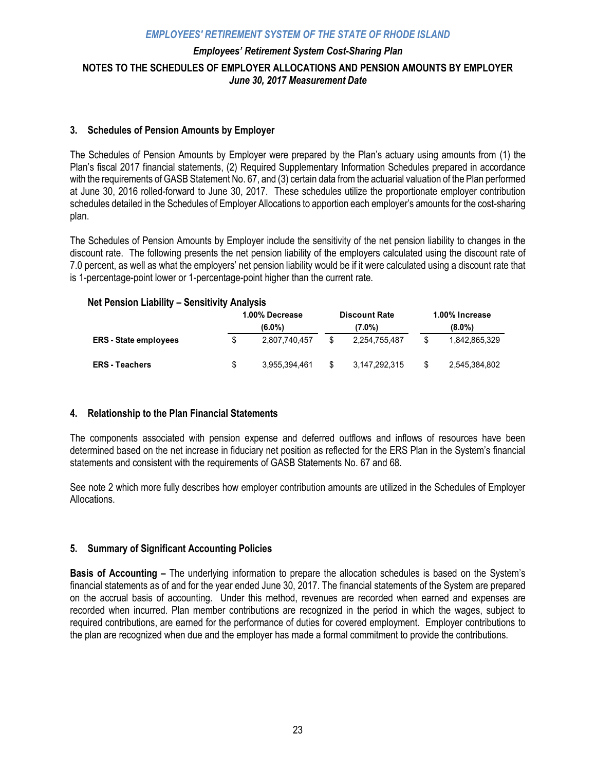# EMPLOYEES' RETIREMENT SYSTEM OF THE STATE OF RHODE ISLAND

*Employees' Retirement System Cost-Sharing Plan*

**NOTES TO THE SCHEDULES OF EMPLOYER ALLOCATIONS AND PENSION AMOUNTS BY EMPLOYER**
*June 30, 2017 Measurement Date*

## 3. Schedules of Pension Amounts by Employer

The Schedules of Pension Amounts by Employer were prepared by the Plan's actuary using amounts from (1) the Plan's fiscal 2017 financial statements, (2) Required Supplementary Information Schedules prepared in accordance with the requirements of GASB Statement No. 67, and (3) certain data from the actuarial valuation of the Plan performed at June 30, 2016 rolled-forward to June 30, 2017. These schedules utilize the proportionate employer contribution schedules detailed in the Schedules of Employer Allocations to apportion each employer's amounts for the cost-sharing plan.

The Schedules of Pension Amounts by Employer include the sensitivity of the net pension liability to changes in the discount rate. The following presents the net pension liability of the employers calculated using the discount rate of 7.0 percent, as well as what the employers' net pension liability would be if it were calculated using a discount rate that is 1-percentage-point lower or 1-percentage-point higher than the current rate.

**Net Pension Liability – Sensitivity Analysis**

| | 1.00% Decrease (6.0%) | Discount Rate (7.0%) | 1.00% Increase (8.0%) |
|---|---|---|---|
| **ERS - State employees** | $ 2,807,740,457 | $ 2,254,755,487 | $ 1,842,865,329 |
| **ERS - Teachers** | $ 3,955,394,461 | $ 3,147,292,315 | $ 2,545,384,802 |

## 4. Relationship to the Plan Financial Statements

The components associated with pension expense and deferred outflows and inflows of resources have been determined based on the net increase in fiduciary net position as reflected for the ERS Plan in the System's financial statements and consistent with the requirements of GASB Statements No. 67 and 68.

See note 2 which more fully describes how employer contribution amounts are utilized in the Schedules of Employer Allocations.

## 5. Summary of Significant Accounting Policies

**Basis of Accounting –** The underlying information to prepare the allocation schedules is based on the System's financial statements as of and for the year ended June 30, 2017. The financial statements of the System are prepared on the accrual basis of accounting. Under this method, revenues are recorded when earned and expenses are recorded when incurred. Plan member contributions are recognized in the period in which the wages, subject to required contributions, are earned for the performance of duties for covered employment. Employer contributions to the plan are recognized when due and the employer has made a formal commitment to provide the contributions.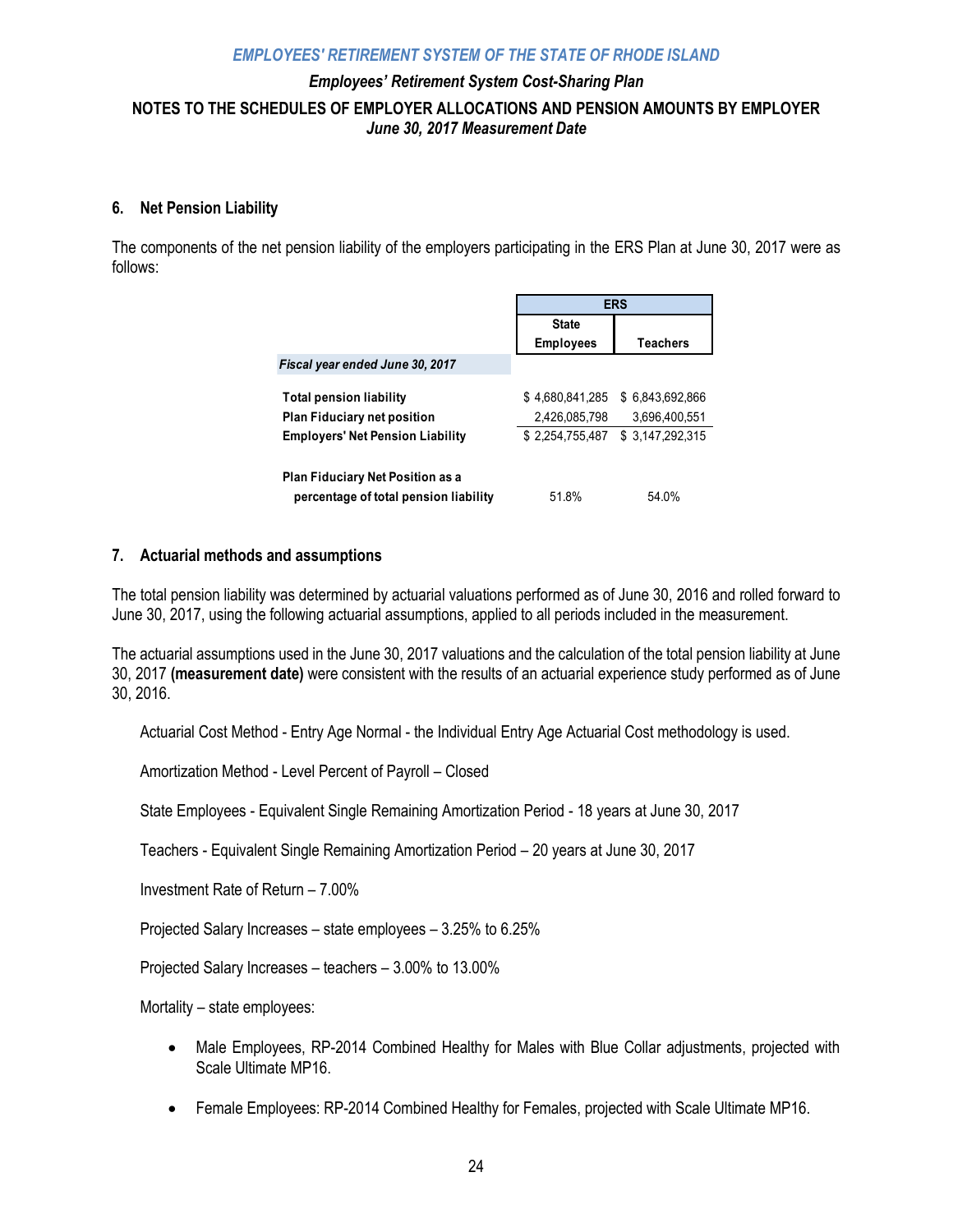## 6. Net Pension Liability

The components of the net pension liability of the employers participating in the ERS Plan at June 30, 2017 were as follows:

| | ERS | |
|---|---|---|
| | **State Employees** | **Teachers** |
| ***Fiscal year ended June 30, 2017*** | | |
| **Total pension liability** | $ 4,680,841,285 | $ 6,843,692,866 |
| **Plan Fiduciary net position** | 2,426,085,798 | 3,696,400,551 |
| **Employers' Net Pension Liability** | $ 2,254,755,487 | $ 3,147,292,315 |
| **Plan Fiduciary Net Position as a percentage of total pension liability** | 51.8% | 54.0% |

## 7. Actuarial methods and assumptions

The total pension liability was determined by actuarial valuations performed as of June 30, 2016 and rolled forward to June 30, 2017, using the following actuarial assumptions, applied to all periods included in the measurement.

The actuarial assumptions used in the June 30, 2017 valuations and the calculation of the total pension liability at June 30, 2017 **(measurement date)** were consistent with the results of an actuarial experience study performed as of June 30, 2016.

Actuarial Cost Method - Entry Age Normal - the Individual Entry Age Actuarial Cost methodology is used.

Amortization Method - Level Percent of Payroll – Closed

State Employees - Equivalent Single Remaining Amortization Period - 18 years at June 30, 2017

Teachers - Equivalent Single Remaining Amortization Period – 20 years at June 30, 2017

Investment Rate of Return – 7.00%

Projected Salary Increases – state employees – 3.25% to 6.25%

Projected Salary Increases – teachers – 3.00% to 13.00%

Mortality – state employees:

- Male Employees, RP-2014 Combined Healthy for Males with Blue Collar adjustments, projected with Scale Ultimate MP16.
- Female Employees: RP-2014 Combined Healthy for Females, projected with Scale Ultimate MP16.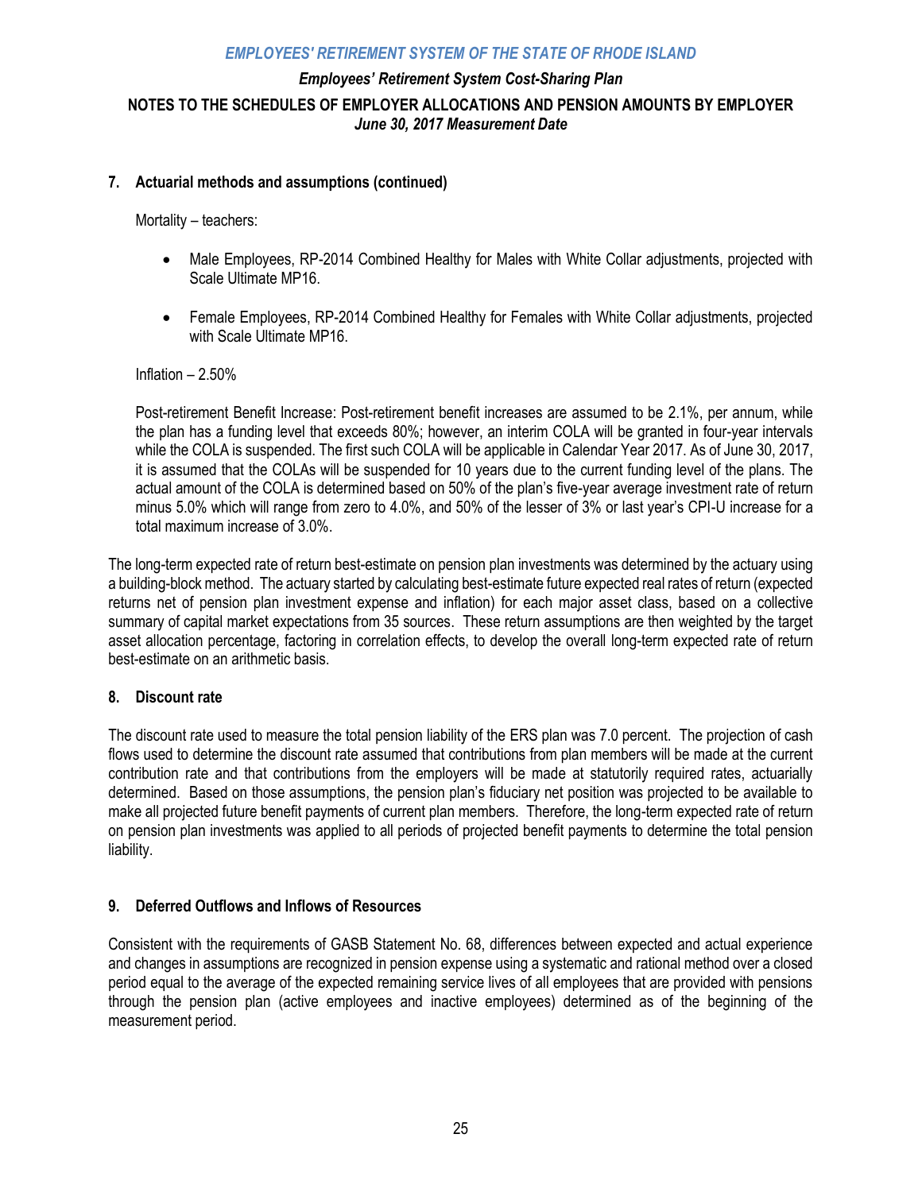## 7. Actuarial methods and assumptions (continued)

Mortality – teachers:

- Male Employees, RP-2014 Combined Healthy for Males with White Collar adjustments, projected with Scale Ultimate MP16.
- Female Employees, RP-2014 Combined Healthy for Females with White Collar adjustments, projected with Scale Ultimate MP16.

Inflation – 2.50%

Post-retirement Benefit Increase: Post-retirement benefit increases are assumed to be 2.1%, per annum, while the plan has a funding level that exceeds 80%; however, an interim COLA will be granted in four-year intervals while the COLA is suspended. The first such COLA will be applicable in Calendar Year 2017. As of June 30, 2017, it is assumed that the COLAs will be suspended for 10 years due to the current funding level of the plans. The actual amount of the COLA is determined based on 50% of the plan's five-year average investment rate of return minus 5.0% which will range from zero to 4.0%, and 50% of the lesser of 3% or last year's CPI-U increase for a total maximum increase of 3.0%.

The long-term expected rate of return best-estimate on pension plan investments was determined by the actuary using a building-block method. The actuary started by calculating best-estimate future expected real rates of return (expected returns net of pension plan investment expense and inflation) for each major asset class, based on a collective summary of capital market expectations from 35 sources. These return assumptions are then weighted by the target asset allocation percentage, factoring in correlation effects, to develop the overall long-term expected rate of return best-estimate on an arithmetic basis.

## 8. Discount rate

The discount rate used to measure the total pension liability of the ERS plan was 7.0 percent. The projection of cash flows used to determine the discount rate assumed that contributions from plan members will be made at the current contribution rate and that contributions from the employers will be made at statutorily required rates, actuarially determined. Based on those assumptions, the pension plan's fiduciary net position was projected to be available to make all projected future benefit payments of current plan members. Therefore, the long-term expected rate of return on pension plan investments was applied to all periods of projected benefit payments to determine the total pension liability.

## 9. Deferred Outflows and Inflows of Resources

Consistent with the requirements of GASB Statement No. 68, differences between expected and actual experience and changes in assumptions are recognized in pension expense using a systematic and rational method over a closed period equal to the average of the expected remaining service lives of all employees that are provided with pensions through the pension plan (active employees and inactive employees) determined as of the beginning of the measurement period.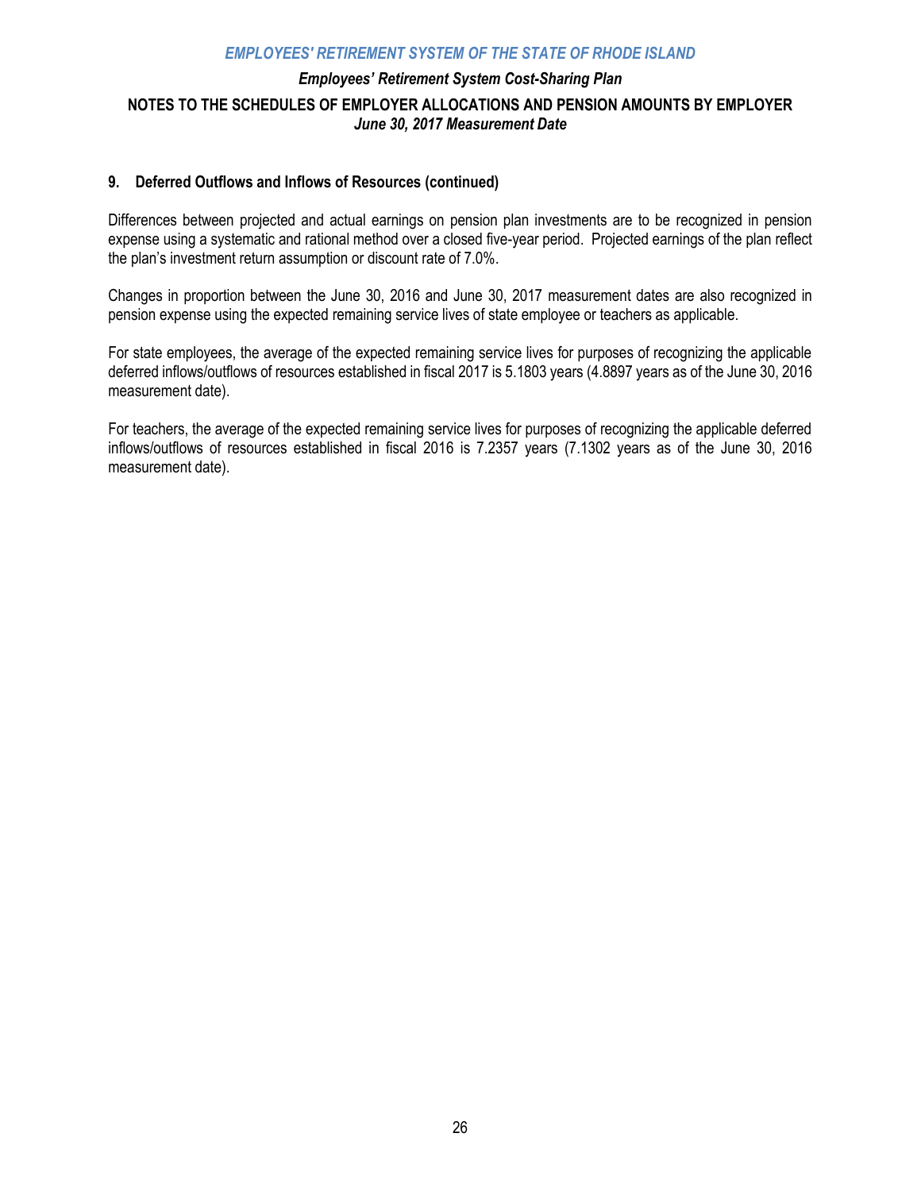# EMPLOYEES' RETIREMENT SYSTEM OF THE STATE OF RHODE ISLAND

## *Employees' Retirement System Cost-Sharing Plan*

## NOTES TO THE SCHEDULES OF EMPLOYER ALLOCATIONS AND PENSION AMOUNTS BY EMPLOYER

### *June 30, 2017 Measurement Date*

### 9. Deferred Outflows and Inflows of Resources (continued)

Differences between projected and actual earnings on pension plan investments are to be recognized in pension expense using a systematic and rational method over a closed five-year period. Projected earnings of the plan reflect the plan's investment return assumption or discount rate of 7.0%.

Changes in proportion between the June 30, 2016 and June 30, 2017 measurement dates are also recognized in pension expense using the expected remaining service lives of state employee or teachers as applicable.

For state employees, the average of the expected remaining service lives for purposes of recognizing the applicable deferred inflows/outflows of resources established in fiscal 2017 is 5.1803 years (4.8897 years as of the June 30, 2016 measurement date).

For teachers, the average of the expected remaining service lives for purposes of recognizing the applicable deferred inflows/outflows of resources established in fiscal 2016 is 7.2357 years (7.1302 years as of the June 30, 2016 measurement date).